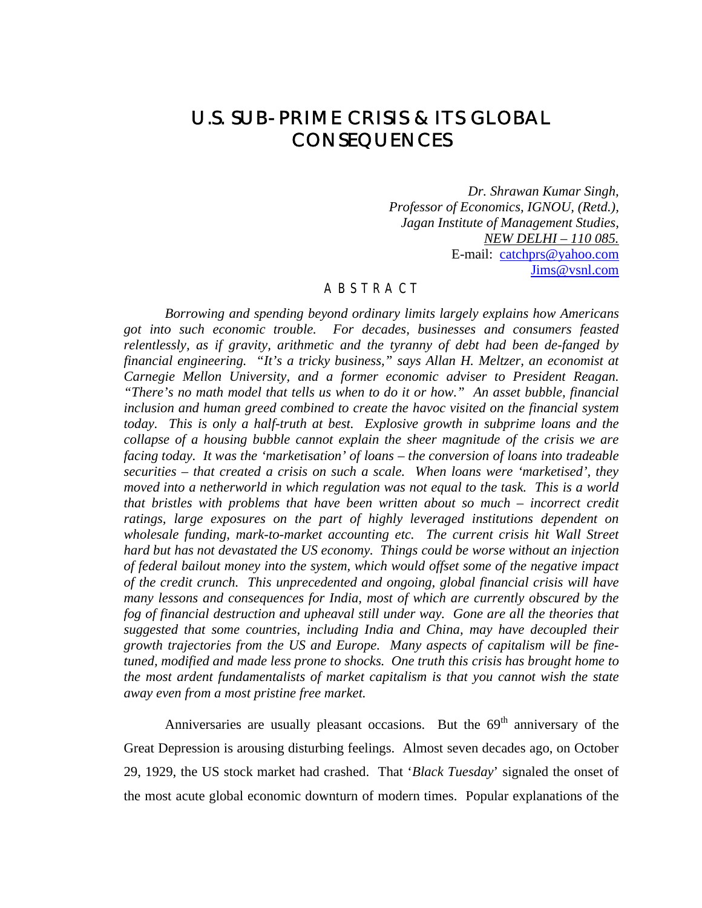# U.S. SUB-PRIME CRISIS & ITS GLOBAL CONSEQUENCES

*Dr. Shrawan Kumar Singh,*
*Professor of Economics, IGNOU, (Retd.),*
*Jagan Institute of Management Studies,*
*NEW DELHI – 110 085.*
E-mail: catchprs@yahoo.com
Jims@vsnl.com

## ABSTRACT

*Borrowing and spending beyond ordinary limits largely explains how Americans got into such economic trouble. For decades, businesses and consumers feasted relentlessly, as if gravity, arithmetic and the tyranny of debt had been de-fanged by financial engineering. "It's a tricky business," says Allan H. Meltzer, an economist at Carnegie Mellon University, and a former economic adviser to President Reagan. "There's no math model that tells us when to do it or how." An asset bubble, financial inclusion and human greed combined to create the havoc visited on the financial system today. This is only a half-truth at best. Explosive growth in subprime loans and the collapse of a housing bubble cannot explain the sheer magnitude of the crisis we are facing today. It was the 'marketisation' of loans – the conversion of loans into tradeable securities – that created a crisis on such a scale. When loans were 'marketised', they moved into a netherworld in which regulation was not equal to the task. This is a world that bristles with problems that have been written about so much – incorrect credit ratings, large exposures on the part of highly leveraged institutions dependent on wholesale funding, mark-to-market accounting etc. The current crisis hit Wall Street hard but has not devastated the US economy. Things could be worse without an injection of federal bailout money into the system, which would offset some of the negative impact of the credit crunch. This unprecedented and ongoing, global financial crisis will have many lessons and consequences for India, most of which are currently obscured by the fog of financial destruction and upheaval still under way. Gone are all the theories that suggested that some countries, including India and China, may have decoupled their growth trajectories from the US and Europe. Many aspects of capitalism will be fine-tuned, modified and made less prone to shocks. One truth this crisis has brought home to the most ardent fundamentalists of market capitalism is that you cannot wish the state away even from a most pristine free market.*

Anniversaries are usually pleasant occasions. But the 69th anniversary of the Great Depression is arousing disturbing feelings. Almost seven decades ago, on October 29, 1929, the US stock market had crashed. That '*Black Tuesday*' signaled the onset of the most acute global economic downturn of modern times. Popular explanations of the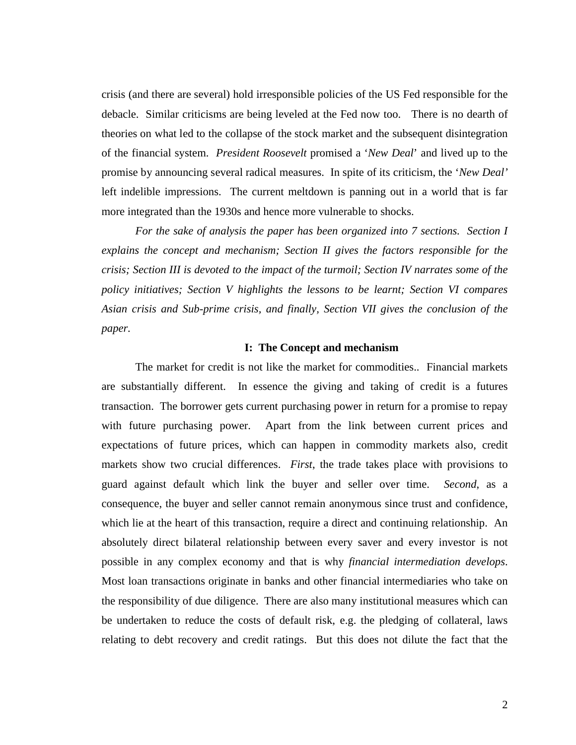crisis (and there are several) hold irresponsible policies of the US Fed responsible for the debacle. Similar criticisms are being leveled at the Fed now too. There is no dearth of theories on what led to the collapse of the stock market and the subsequent disintegration of the financial system. *President Roosevelt* promised a '*New Deal*' and lived up to the promise by announcing several radical measures. In spite of its criticism, the '*New Deal*' left indelible impressions. The current meltdown is panning out in a world that is far more integrated than the 1930s and hence more vulnerable to shocks.

*For the sake of analysis the paper has been organized into 7 sections. Section I explains the concept and mechanism; Section II gives the factors responsible for the crisis; Section III is devoted to the impact of the turmoil; Section IV narrates some of the policy initiatives; Section V highlights the lessons to be learnt; Section VI compares Asian crisis and Sub-prime crisis, and finally, Section VII gives the conclusion of the paper.*

## I: The Concept and mechanism

The market for credit is not like the market for commodities.. Financial markets are substantially different. In essence the giving and taking of credit is a futures transaction. The borrower gets current purchasing power in return for a promise to repay with future purchasing power. Apart from the link between current prices and expectations of future prices, which can happen in commodity markets also, credit markets show two crucial differences. *First*, the trade takes place with provisions to guard against default which link the buyer and seller over time. *Second*, as a consequence, the buyer and seller cannot remain anonymous since trust and confidence, which lie at the heart of this transaction, require a direct and continuing relationship. An absolutely direct bilateral relationship between every saver and every investor is not possible in any complex economy and that is why *financial intermediation develops*. Most loan transactions originate in banks and other financial intermediaries who take on the responsibility of due diligence. There are also many institutional measures which can be undertaken to reduce the costs of default risk, e.g. the pledging of collateral, laws relating to debt recovery and credit ratings. But this does not dilute the fact that the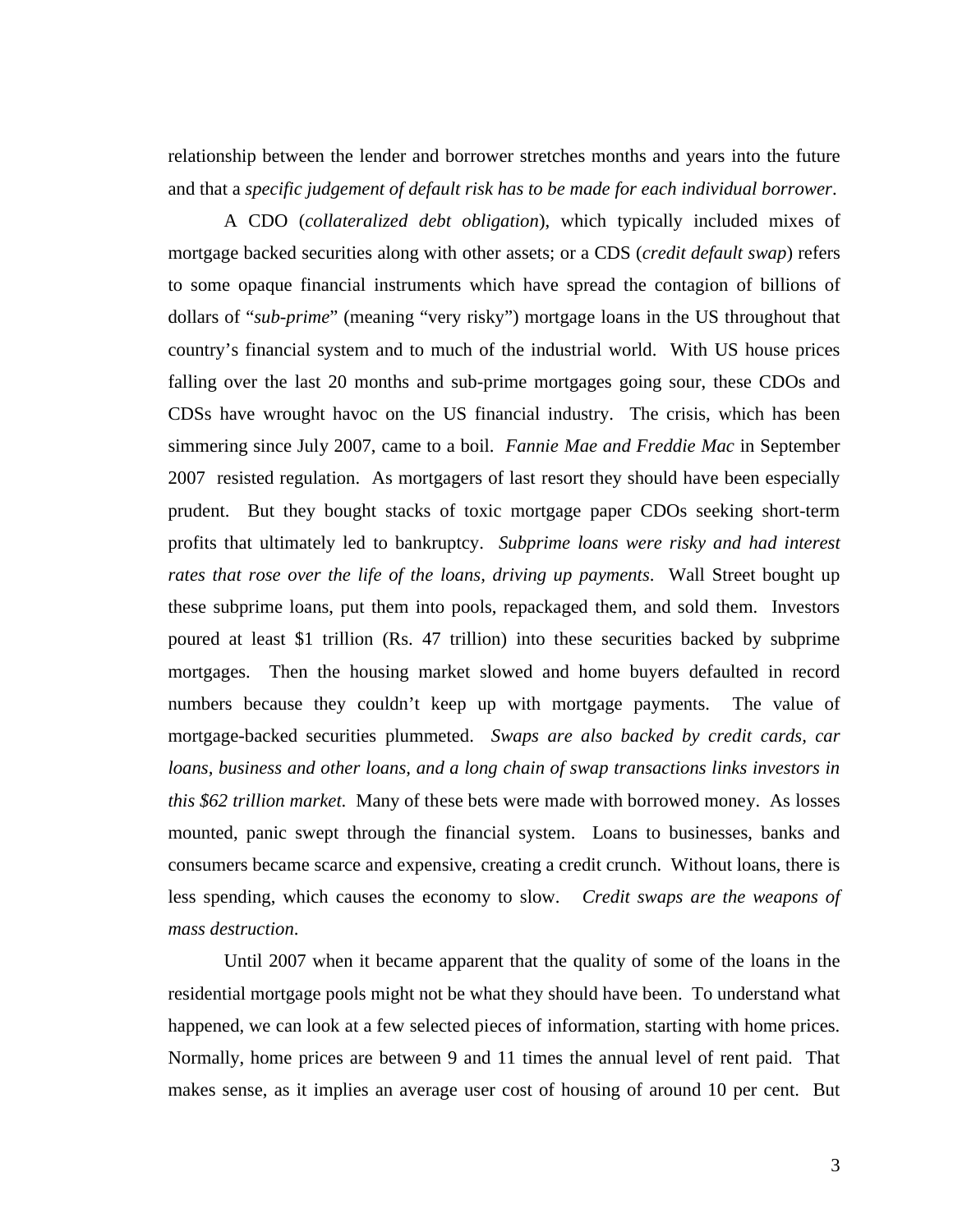relationship between the lender and borrower stretches months and years into the future and that a *specific judgement of default risk has to be made for each individual borrower*.

A CDO (*collateralized debt obligation*), which typically included mixes of mortgage backed securities along with other assets; or a CDS (*credit default swap*) refers to some opaque financial instruments which have spread the contagion of billions of dollars of "*sub-prime*" (meaning "very risky") mortgage loans in the US throughout that country's financial system and to much of the industrial world. With US house prices falling over the last 20 months and sub-prime mortgages going sour, these CDOs and CDSs have wrought havoc on the US financial industry. The crisis, which has been simmering since July 2007, came to a boil. *Fannie Mae and Freddie Mac* in September 2007 resisted regulation. As mortgagers of last resort they should have been especially prudent. But they bought stacks of toxic mortgage paper CDOs seeking short-term profits that ultimately led to bankruptcy. *Subprime loans were risky and had interest rates that rose over the life of the loans, driving up payments*. Wall Street bought up these subprime loans, put them into pools, repackaged them, and sold them. Investors poured at least $1 trillion (Rs. 47 trillion) into these securities backed by subprime mortgages. Then the housing market slowed and home buyers defaulted in record numbers because they couldn't keep up with mortgage payments. The value of mortgage-backed securities plummeted. *Swaps are also backed by credit cards, car loans, business and other loans, and a long chain of swap transactions links investors in this $62 trillion market.* Many of these bets were made with borrowed money. As losses mounted, panic swept through the financial system. Loans to businesses, banks and consumers became scarce and expensive, creating a credit crunch. Without loans, there is less spending, which causes the economy to slow. *Credit swaps are the weapons of mass destruction*.

Until 2007 when it became apparent that the quality of some of the loans in the residential mortgage pools might not be what they should have been. To understand what happened, we can look at a few selected pieces of information, starting with home prices. Normally, home prices are between 9 and 11 times the annual level of rent paid. That makes sense, as it implies an average user cost of housing of around 10 per cent. But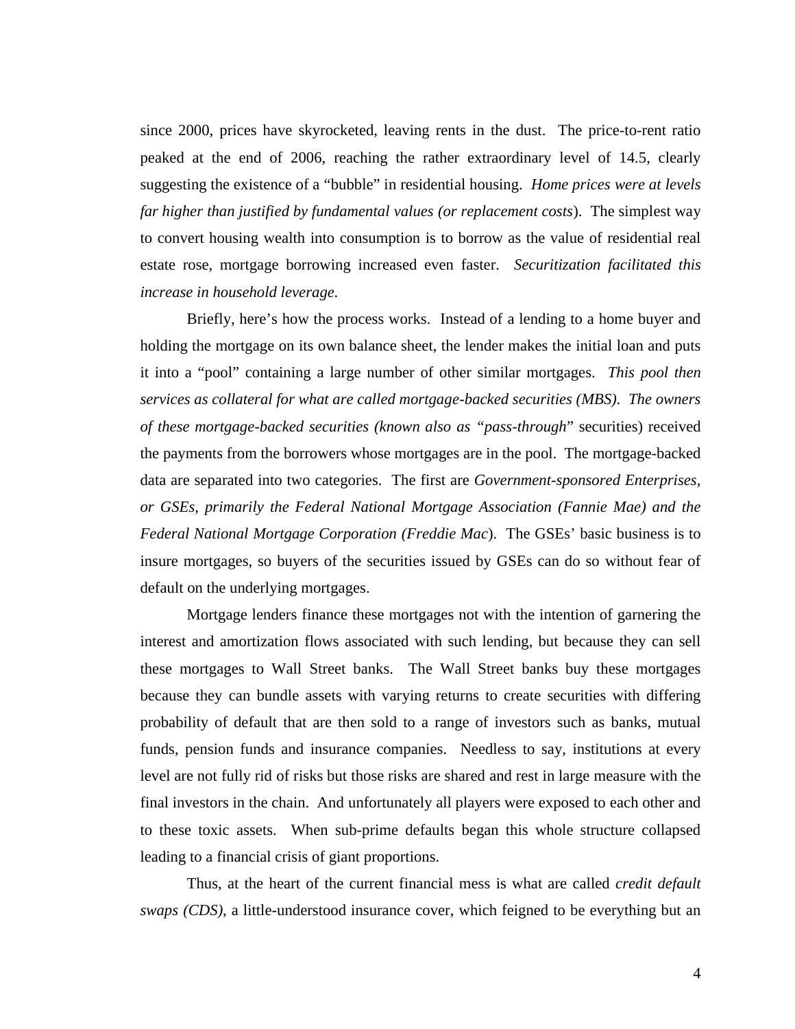since 2000, prices have skyrocketed, leaving rents in the dust. The price-to-rent ratio peaked at the end of 2006, reaching the rather extraordinary level of 14.5, clearly suggesting the existence of a "bubble" in residential housing. *Home prices were at levels far higher than justified by fundamental values (or replacement costs*). The simplest way to convert housing wealth into consumption is to borrow as the value of residential real estate rose, mortgage borrowing increased even faster. *Securitization facilitated this increase in household leverage.*

Briefly, here's how the process works. Instead of a lending to a home buyer and holding the mortgage on its own balance sheet, the lender makes the initial loan and puts it into a "pool" containing a large number of other similar mortgages. *This pool then services as collateral for what are called mortgage-backed securities (MBS). The owners of these mortgage-backed securities (known also as "pass-through*" securities) received the payments from the borrowers whose mortgages are in the pool. The mortgage-backed data are separated into two categories. The first are *Government-sponsored Enterprises, or GSEs, primarily the Federal National Mortgage Association (Fannie Mae) and the Federal National Mortgage Corporation (Freddie Mac*). The GSEs' basic business is to insure mortgages, so buyers of the securities issued by GSEs can do so without fear of default on the underlying mortgages.

Mortgage lenders finance these mortgages not with the intention of garnering the interest and amortization flows associated with such lending, but because they can sell these mortgages to Wall Street banks. The Wall Street banks buy these mortgages because they can bundle assets with varying returns to create securities with differing probability of default that are then sold to a range of investors such as banks, mutual funds, pension funds and insurance companies. Needless to say, institutions at every level are not fully rid of risks but those risks are shared and rest in large measure with the final investors in the chain. And unfortunately all players were exposed to each other and to these toxic assets. When sub-prime defaults began this whole structure collapsed leading to a financial crisis of giant proportions.

Thus, at the heart of the current financial mess is what are called *credit default swaps (CDS)*, a little-understood insurance cover, which feigned to be everything but an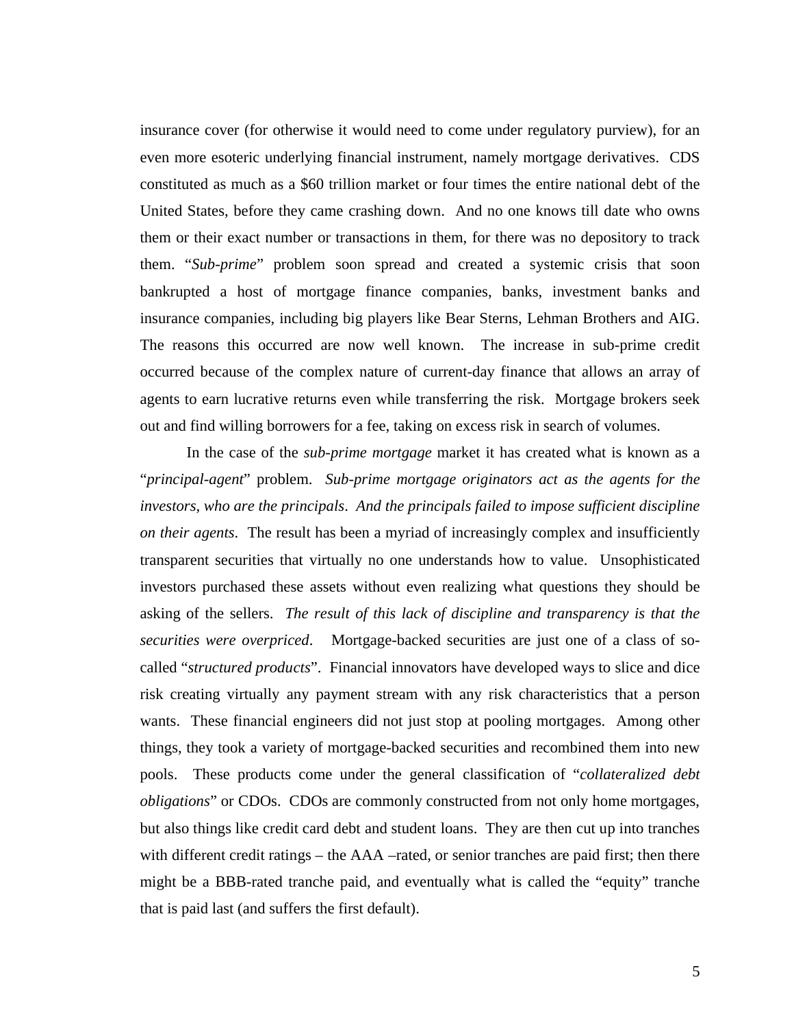insurance cover (for otherwise it would need to come under regulatory purview), for an even more esoteric underlying financial instrument, namely mortgage derivatives. CDS constituted as much as a $60 trillion market or four times the entire national debt of the United States, before they came crashing down. And no one knows till date who owns them or their exact number or transactions in them, for there was no depository to track them. "*Sub-prime*" problem soon spread and created a systemic crisis that soon bankrupted a host of mortgage finance companies, banks, investment banks and insurance companies, including big players like Bear Sterns, Lehman Brothers and AIG. The reasons this occurred are now well known. The increase in sub-prime credit occurred because of the complex nature of current-day finance that allows an array of agents to earn lucrative returns even while transferring the risk. Mortgage brokers seek out and find willing borrowers for a fee, taking on excess risk in search of volumes.

In the case of the *sub-prime mortgage* market it has created what is known as a "*principal-agent*" problem. *Sub-prime mortgage originators act as the agents for the investors, who are the principals*. *And the principals failed to impose sufficient discipline on their agents*. The result has been a myriad of increasingly complex and insufficiently transparent securities that virtually no one understands how to value. Unsophisticated investors purchased these assets without even realizing what questions they should be asking of the sellers. *The result of this lack of discipline and transparency is that the securities were overpriced*. Mortgage-backed securities are just one of a class of so-called "*structured products*". Financial innovators have developed ways to slice and dice risk creating virtually any payment stream with any risk characteristics that a person wants. These financial engineers did not just stop at pooling mortgages. Among other things, they took a variety of mortgage-backed securities and recombined them into new pools. These products come under the general classification of "*collateralized debt obligations*" or CDOs. CDOs are commonly constructed from not only home mortgages, but also things like credit card debt and student loans. They are then cut up into tranches with different credit ratings – the AAA –rated, or senior tranches are paid first; then there might be a BBB-rated tranche paid, and eventually what is called the "equity" tranche that is paid last (and suffers the first default).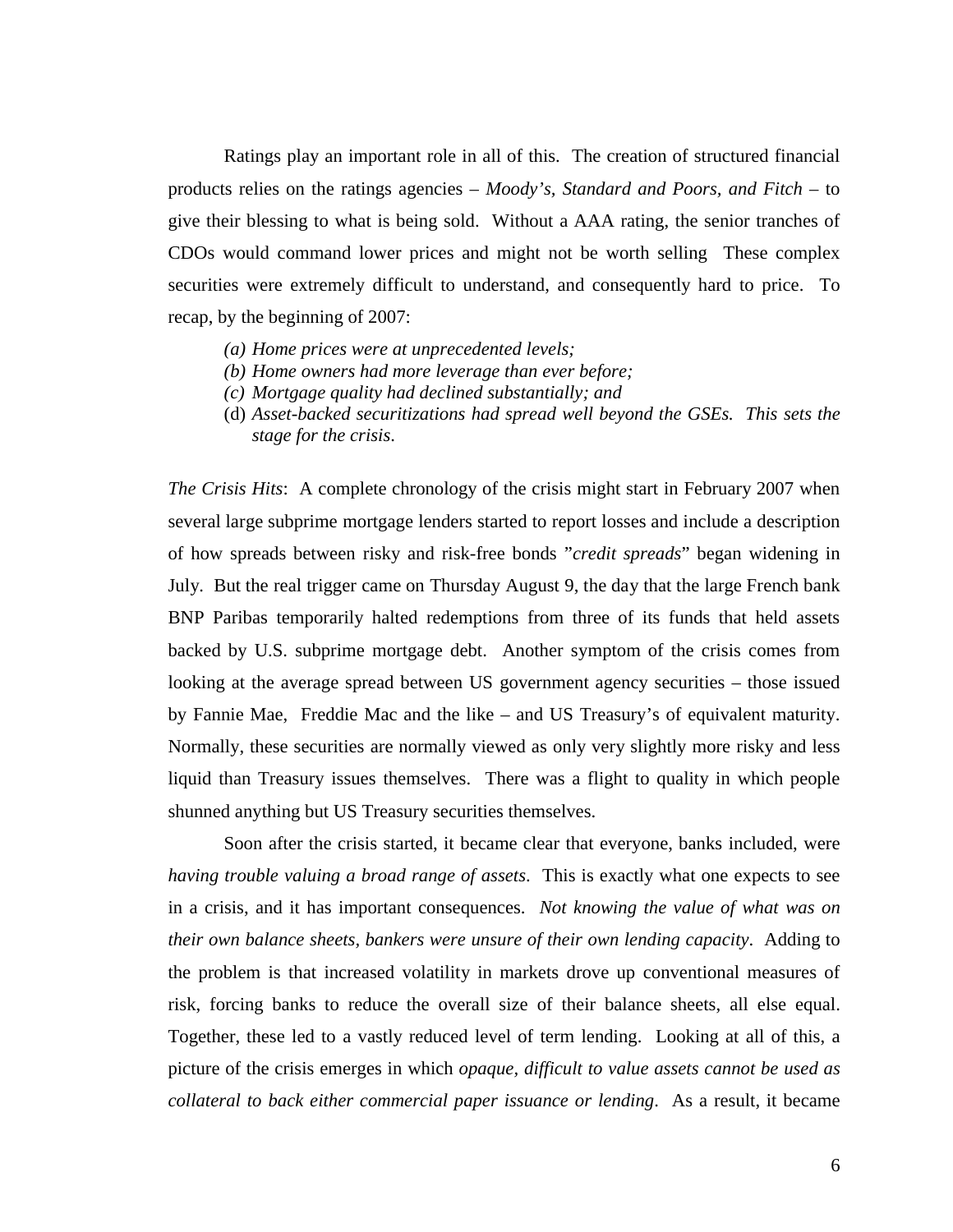Ratings play an important role in all of this. The creation of structured financial products relies on the ratings agencies – *Moody's, Standard and Poors, and Fitch* – to give their blessing to what is being sold. Without a AAA rating, the senior tranches of CDOs would command lower prices and might not be worth selling These complex securities were extremely difficult to understand, and consequently hard to price. To recap, by the beginning of 2007:

*(a) Home prices were at unprecedented levels;*
*(b) Home owners had more leverage than ever before;*
*(c) Mortgage quality had declined substantially; and*
(d) *Asset-backed securitizations had spread well beyond the GSEs. This sets the stage for the crisis*.

*The Crisis Hits*: A complete chronology of the crisis might start in February 2007 when several large subprime mortgage lenders started to report losses and include a description of how spreads between risky and risk-free bonds "*credit spreads*" began widening in July. But the real trigger came on Thursday August 9, the day that the large French bank BNP Paribas temporarily halted redemptions from three of its funds that held assets backed by U.S. subprime mortgage debt. Another symptom of the crisis comes from looking at the average spread between US government agency securities – those issued by Fannie Mae, Freddie Mac and the like – and US Treasury's of equivalent maturity. Normally, these securities are normally viewed as only very slightly more risky and less liquid than Treasury issues themselves. There was a flight to quality in which people shunned anything but US Treasury securities themselves.

Soon after the crisis started, it became clear that everyone, banks included, were *having trouble valuing a broad range of assets*. This is exactly what one expects to see in a crisis, and it has important consequences. *Not knowing the value of what was on their own balance sheets, bankers were unsure of their own lending capacity*. Adding to the problem is that increased volatility in markets drove up conventional measures of risk, forcing banks to reduce the overall size of their balance sheets, all else equal. Together, these led to a vastly reduced level of term lending. Looking at all of this, a picture of the crisis emerges in which *opaque, difficult to value assets cannot be used as collateral to back either commercial paper issuance or lending*. As a result, it became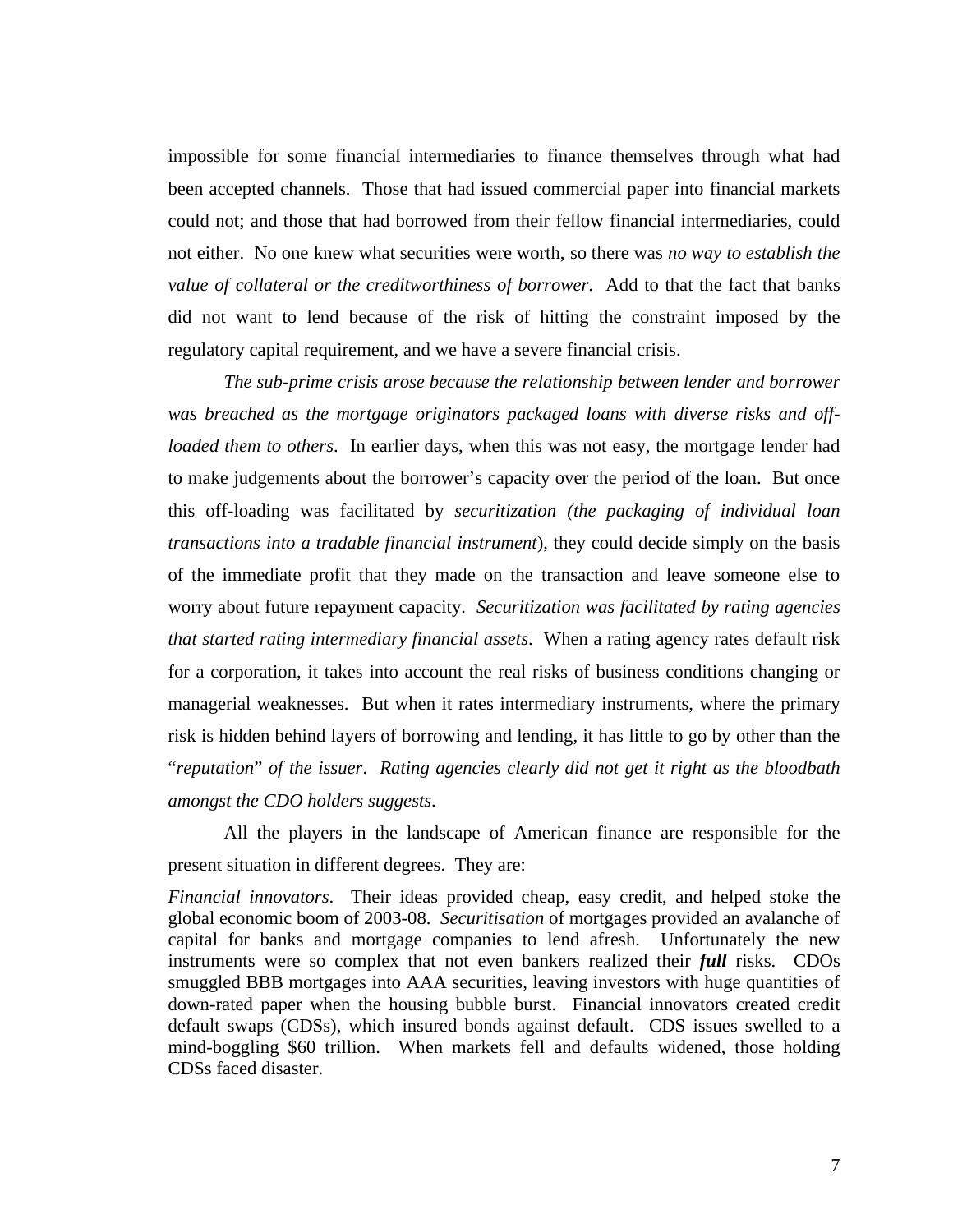impossible for some financial intermediaries to finance themselves through what had been accepted channels. Those that had issued commercial paper into financial markets could not; and those that had borrowed from their fellow financial intermediaries, could not either. No one knew what securities were worth, so there was *no way to establish the value of collateral or the creditworthiness of borrower*. Add to that the fact that banks did not want to lend because of the risk of hitting the constraint imposed by the regulatory capital requirement, and we have a severe financial crisis.

*The sub-prime crisis arose because the relationship between lender and borrower was breached as the mortgage originators packaged loans with diverse risks and off-loaded them to others*. In earlier days, when this was not easy, the mortgage lender had to make judgements about the borrower's capacity over the period of the loan. But once this off-loading was facilitated by *securitization (the packaging of individual loan transactions into a tradable financial instrument*), they could decide simply on the basis of the immediate profit that they made on the transaction and leave someone else to worry about future repayment capacity. *Securitization was facilitated by rating agencies that started rating intermediary financial assets*. When a rating agency rates default risk for a corporation, it takes into account the real risks of business conditions changing or managerial weaknesses. But when it rates intermediary instruments, where the primary risk is hidden behind layers of borrowing and lending, it has little to go by other than the "*reputation*" *of the issuer*. *Rating agencies clearly did not get it right as the bloodbath amongst the CDO holders suggests*.

All the players in the landscape of American finance are responsible for the present situation in different degrees. They are:

*Financial innovators*. Their ideas provided cheap, easy credit, and helped stoke the global economic boom of 2003-08. *Securitisation* of mortgages provided an avalanche of capital for banks and mortgage companies to lend afresh. Unfortunately the new instruments were so complex that not even bankers realized their ***full*** risks. CDOs smuggled BBB mortgages into AAA securities, leaving investors with huge quantities of down-rated paper when the housing bubble burst. Financial innovators created credit default swaps (CDSs), which insured bonds against default. CDS issues swelled to a mind-boggling $60 trillion. When markets fell and defaults widened, those holding CDSs faced disaster.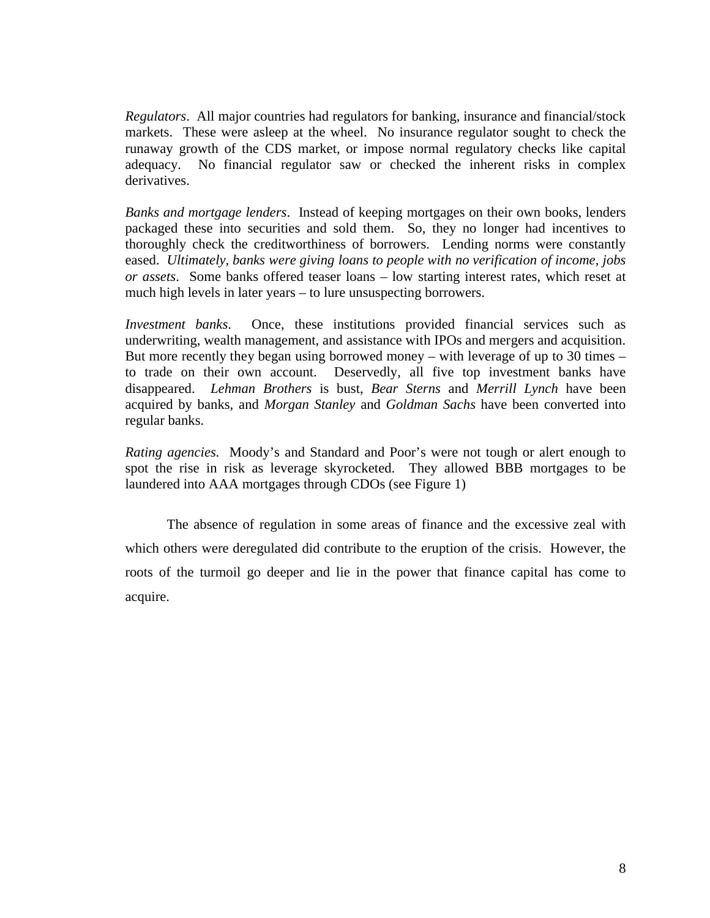*Regulators*. All major countries had regulators for banking, insurance and financial/stock markets. These were asleep at the wheel. No insurance regulator sought to check the runaway growth of the CDS market, or impose normal regulatory checks like capital adequacy. No financial regulator saw or checked the inherent risks in complex derivatives.

*Banks and mortgage lenders*. Instead of keeping mortgages on their own books, lenders packaged these into securities and sold them. So, they no longer had incentives to thoroughly check the creditworthiness of borrowers. Lending norms were constantly eased. *Ultimately, banks were giving loans to people with no verification of income, jobs or assets*. Some banks offered teaser loans – low starting interest rates, which reset at much high levels in later years – to lure unsuspecting borrowers.

*Investment banks*. Once, these institutions provided financial services such as underwriting, wealth management, and assistance with IPOs and mergers and acquisition. But more recently they began using borrowed money – with leverage of up to 30 times – to trade on their own account. Deservedly, all five top investment banks have disappeared. *Lehman Brothers* is bust, *Bear Sterns* and *Merrill Lynch* have been acquired by banks, and *Morgan Stanley* and *Goldman Sachs* have been converted into regular banks.

*Rating agencies.* Moody's and Standard and Poor's were not tough or alert enough to spot the rise in risk as leverage skyrocketed. They allowed BBB mortgages to be laundered into AAA mortgages through CDOs (see Figure 1)

The absence of regulation in some areas of finance and the excessive zeal with which others were deregulated did contribute to the eruption of the crisis. However, the roots of the turmoil go deeper and lie in the power that finance capital has come to acquire.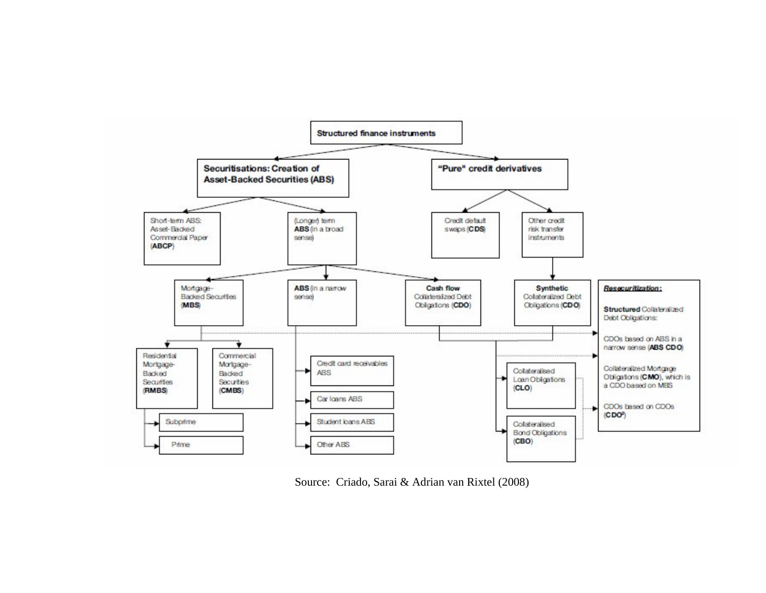- **Structured finance instruments**
  - **Securitisations: Creation of Asset-Backed Securities (ABS)**
    - Short-term ABS: Asset-Backed Commercial Paper (**ABCP**)
    - (Longer) term **ABS** (in a broad sense)
      - Mortgage-Backed Securities (**MBS**)
        - Residential Mortgage-Backed Securities (**RMBS**)
          - Subprime
          - Prime
        - Commercial Mortgage-Backed Securities (**CMBS**)
      - **ABS** (in a narrow sense)
        - Credit card receivables ABS
        - Car loans ABS
        - Student loans ABS
        - Other ABS
      - **Cash flow** Collateralized Debt Obligations (**CDO**)
        - Collateralised Loan Obligations (**CLO**)
        - Collateralised Bond Obligations (**CBO**)
  - **"Pure" credit derivatives**
    - Credit default swaps (**CDS**)
    - Other credit risk transfer instruments
      - **Synthetic** Collateralized Debt Obligations (**CDO**)

***Resecuritization:***

**Structured** Collateralized Debt Obligations:

- CDOs based on ABS in a narrow sense (**ABS CDO**)
- Collateralized Mortgage Obligations (**CMO**), which is a CDO based on MBS
- CDOs based on CDOs (**CDO²**)

Source: Criado, Sarai & Adrian van Rixtel (2008)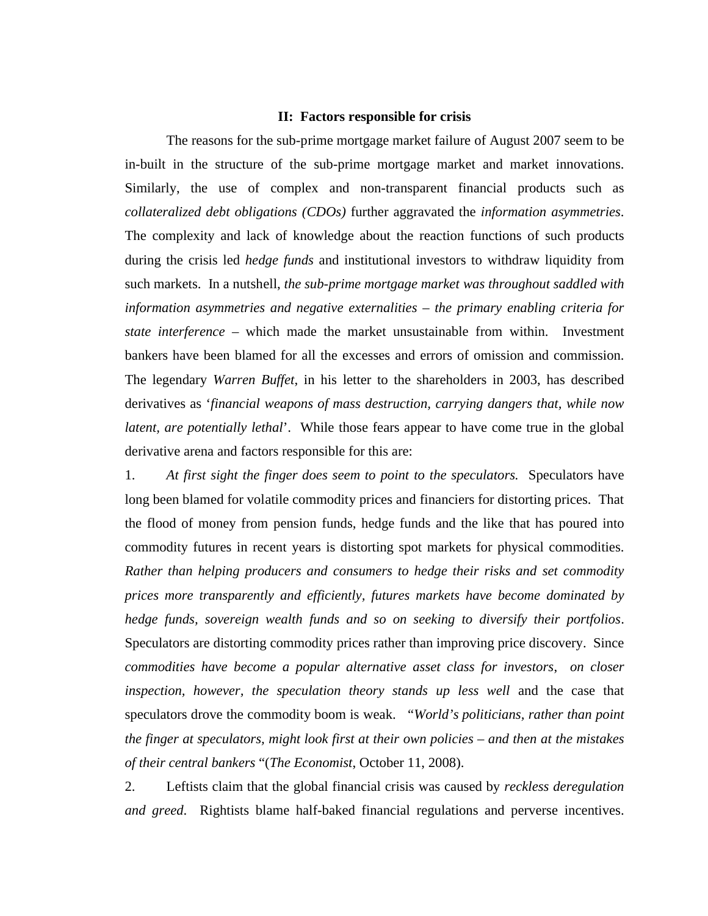## II: Factors responsible for crisis

The reasons for the sub-prime mortgage market failure of August 2007 seem to be in-built in the structure of the sub-prime mortgage market and market innovations. Similarly, the use of complex and non-transparent financial products such as *collateralized debt obligations (CDOs)* further aggravated the *information asymmetries*. The complexity and lack of knowledge about the reaction functions of such products during the crisis led *hedge funds* and institutional investors to withdraw liquidity from such markets. In a nutshell, *the sub-prime mortgage market was throughout saddled with information asymmetries and negative externalities – the primary enabling criteria for state interference* – which made the market unsustainable from within. Investment bankers have been blamed for all the excesses and errors of omission and commission. The legendary *Warren Buffet*, in his letter to the shareholders in 2003, has described derivatives as '*financial weapons of mass destruction, carrying dangers that, while now latent, are potentially lethal*'. While those fears appear to have come true in the global derivative arena and factors responsible for this are:

1. *At first sight the finger does seem to point to the speculators.* Speculators have long been blamed for volatile commodity prices and financiers for distorting prices. That the flood of money from pension funds, hedge funds and the like that has poured into commodity futures in recent years is distorting spot markets for physical commodities. *Rather than helping producers and consumers to hedge their risks and set commodity prices more transparently and efficiently, futures markets have become dominated by hedge funds, sovereign wealth funds and so on seeking to diversify their portfolios*. Speculators are distorting commodity prices rather than improving price discovery. Since *commodities have become a popular alternative asset class for investors*, *on closer inspection, however, the speculation theory stands up less well* and the case that speculators drove the commodity boom is weak. "*World's politicians, rather than point the finger at speculators, might look first at their own policies – and then at the mistakes of their central bankers* "(*The Economist*, October 11, 2008).

2. Leftists claim that the global financial crisis was caused by *reckless deregulation and greed*. Rightists blame half-baked financial regulations and perverse incentives.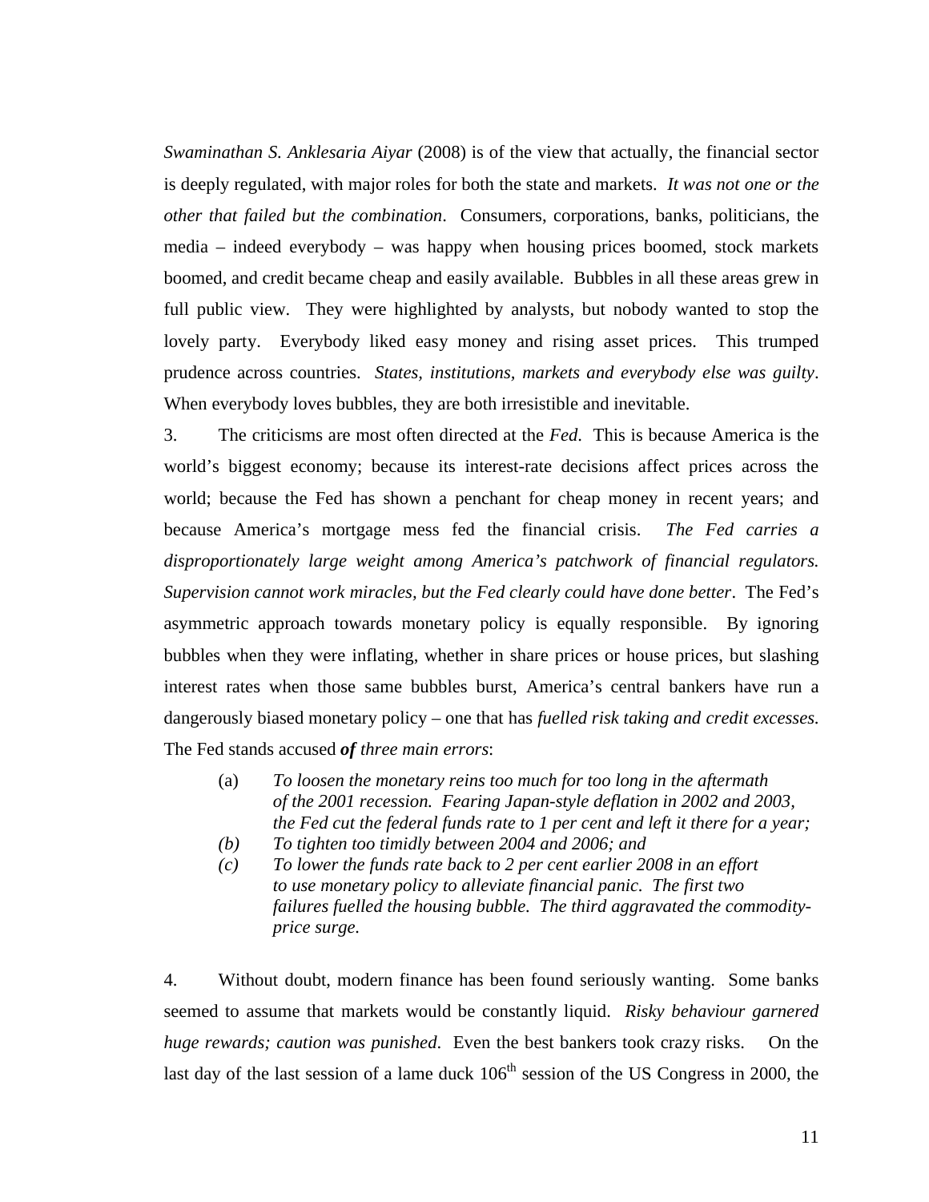*Swaminathan S. Anklesaria Aiyar* (2008) is of the view that actually, the financial sector is deeply regulated, with major roles for both the state and markets. *It was not one or the other that failed but the combination*. Consumers, corporations, banks, politicians, the media – indeed everybody – was happy when housing prices boomed, stock markets boomed, and credit became cheap and easily available. Bubbles in all these areas grew in full public view. They were highlighted by analysts, but nobody wanted to stop the lovely party. Everybody liked easy money and rising asset prices. This trumped prudence across countries. *States, institutions, markets and everybody else was guilty*. When everybody loves bubbles, they are both irresistible and inevitable.

3. The criticisms are most often directed at the *Fed*. This is because America is the world's biggest economy; because its interest-rate decisions affect prices across the world; because the Fed has shown a penchant for cheap money in recent years; and because America's mortgage mess fed the financial crisis. *The Fed carries a disproportionately large weight among America's patchwork of financial regulators. Supervision cannot work miracles, but the Fed clearly could have done better*. The Fed's asymmetric approach towards monetary policy is equally responsible. By ignoring bubbles when they were inflating, whether in share prices or house prices, but slashing interest rates when those same bubbles burst, America's central bankers have run a dangerously biased monetary policy – one that has *fuelled risk taking and credit excesses*. The Fed stands accused ***of*** *three main errors*:

(a) *To loosen the monetary reins too much for too long in the aftermath of the 2001 recession. Fearing Japan-style deflation in 2002 and 2003, the Fed cut the federal funds rate to 1 per cent and left it there for a year;*

*(b) To tighten too timidly between 2004 and 2006; and*

*(c) To lower the funds rate back to 2 per cent earlier 2008 in an effort to use monetary policy to alleviate financial panic. The first two failures fuelled the housing bubble. The third aggravated the commodity-price surge.*

4. Without doubt, modern finance has been found seriously wanting. Some banks seemed to assume that markets would be constantly liquid. *Risky behaviour garnered huge rewards; caution was punished*. Even the best bankers took crazy risks. On the last day of the last session of a lame duck 106th session of the US Congress in 2000, the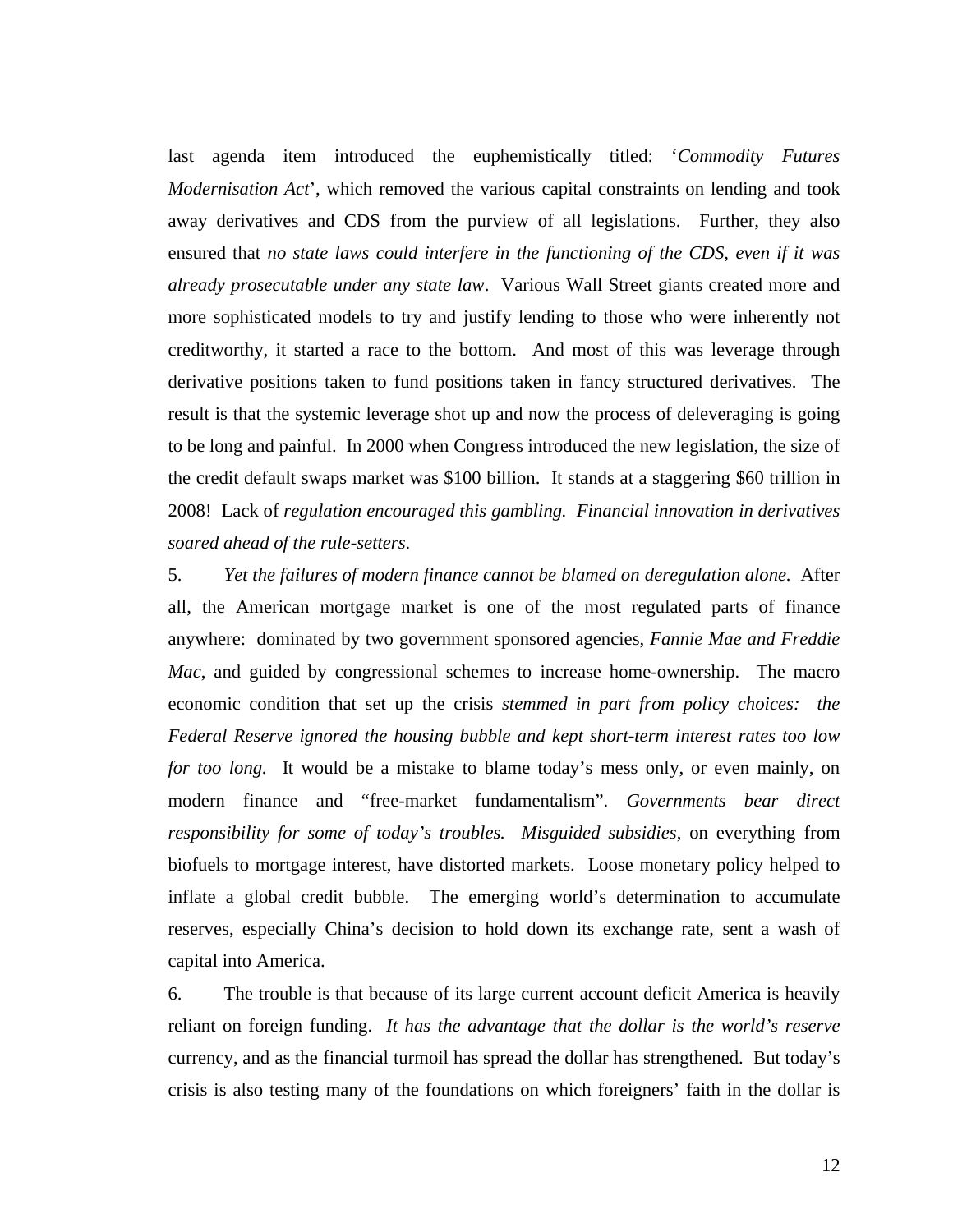last agenda item introduced the euphemistically titled: '*Commodity Futures Modernisation Act*', which removed the various capital constraints on lending and took away derivatives and CDS from the purview of all legislations. Further, they also ensured that *no state laws could interfere in the functioning of the CDS, even if it was already prosecutable under any state law*. Various Wall Street giants created more and more sophisticated models to try and justify lending to those who were inherently not creditworthy, it started a race to the bottom. And most of this was leverage through derivative positions taken to fund positions taken in fancy structured derivatives. The result is that the systemic leverage shot up and now the process of deleveraging is going to be long and painful. In 2000 when Congress introduced the new legislation, the size of the credit default swaps market was $100 billion. It stands at a staggering $60 trillion in 2008! Lack of *regulation encouraged this gambling. Financial innovation in derivatives soared ahead of the rule-setters.*

5. *Yet the failures of modern finance cannot be blamed on deregulation alone.* After all, the American mortgage market is one of the most regulated parts of finance anywhere: dominated by two government sponsored agencies, *Fannie Mae and Freddie Mac*, and guided by congressional schemes to increase home-ownership. The macro economic condition that set up the crisis *stemmed in part from policy choices: the Federal Reserve ignored the housing bubble and kept short-term interest rates too low for too long.* It would be a mistake to blame today's mess only, or even mainly, on modern finance and "free-market fundamentalism". *Governments bear direct responsibility for some of today's troubles. Misguided subsidies*, on everything from biofuels to mortgage interest, have distorted markets. Loose monetary policy helped to inflate a global credit bubble. The emerging world's determination to accumulate reserves, especially China's decision to hold down its exchange rate, sent a wash of capital into America.

6. The trouble is that because of its large current account deficit America is heavily reliant on foreign funding. *It has the advantage that the dollar is the world's reserve* currency, and as the financial turmoil has spread the dollar has strengthened. But today's crisis is also testing many of the foundations on which foreigners' faith in the dollar is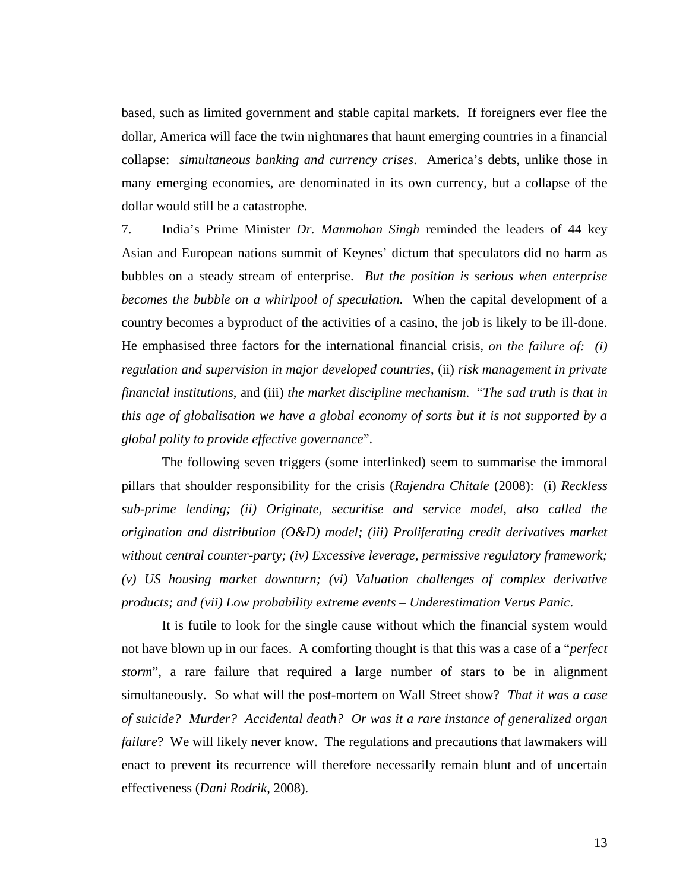based, such as limited government and stable capital markets. If foreigners ever flee the dollar, America will face the twin nightmares that haunt emerging countries in a financial collapse: *simultaneous banking and currency crises*. America's debts, unlike those in many emerging economies, are denominated in its own currency, but a collapse of the dollar would still be a catastrophe.

7. India's Prime Minister *Dr. Manmohan Singh* reminded the leaders of 44 key Asian and European nations summit of Keynes' dictum that speculators did no harm as bubbles on a steady stream of enterprise. *But the position is serious when enterprise becomes the bubble on a whirlpool of speculation.* When the capital development of a country becomes a byproduct of the activities of a casino, the job is likely to be ill-done. He emphasised three factors for the international financial crisis, *on the failure of: (i) regulation and supervision in major developed countries*, (ii) *risk management in private financial institutions*, and (iii) *the market discipline mechanism*. "*The sad truth is that in this age of globalisation we have a global economy of sorts but it is not supported by a global polity to provide effective governance*".

The following seven triggers (some interlinked) seem to summarise the immoral pillars that shoulder responsibility for the crisis (*Rajendra Chitale* (2008): (i) *Reckless sub-prime lending; (ii) Originate, securitise and service model, also called the origination and distribution (O&D) model; (iii) Proliferating credit derivatives market without central counter-party; (iv) Excessive leverage, permissive regulatory framework; (v) US housing market downturn; (vi) Valuation challenges of complex derivative products; and (vii) Low probability extreme events – Underestimation Verus Panic*.

It is futile to look for the single cause without which the financial system would not have blown up in our faces. A comforting thought is that this was a case of a "*perfect storm*", a rare failure that required a large number of stars to be in alignment simultaneously. So what will the post-mortem on Wall Street show? *That it was a case of suicide? Murder? Accidental death? Or was it a rare instance of generalized organ failure*? We will likely never know. The regulations and precautions that lawmakers will enact to prevent its recurrence will therefore necessarily remain blunt and of uncertain effectiveness (*Dani Rodrik*, 2008).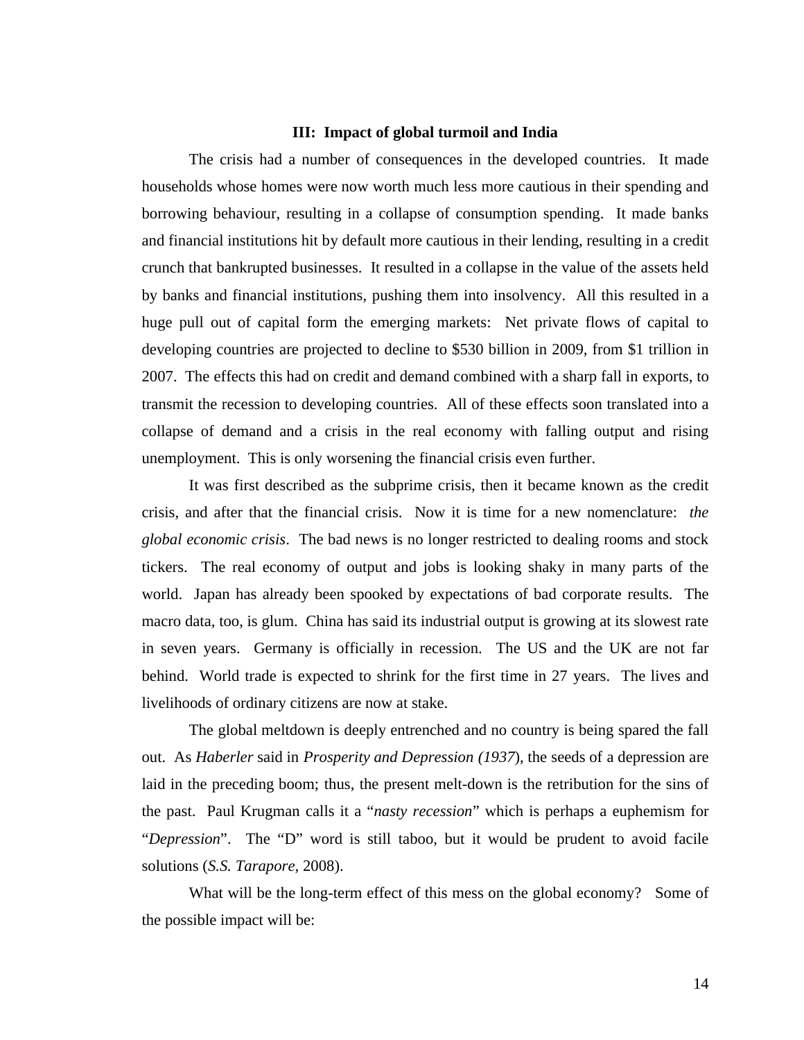### III: Impact of global turmoil and India

The crisis had a number of consequences in the developed countries. It made households whose homes were now worth much less more cautious in their spending and borrowing behaviour, resulting in a collapse of consumption spending. It made banks and financial institutions hit by default more cautious in their lending, resulting in a credit crunch that bankrupted businesses. It resulted in a collapse in the value of the assets held by banks and financial institutions, pushing them into insolvency. All this resulted in a huge pull out of capital form the emerging markets: Net private flows of capital to developing countries are projected to decline to $530 billion in 2009, from $1 trillion in 2007. The effects this had on credit and demand combined with a sharp fall in exports, to transmit the recession to developing countries. All of these effects soon translated into a collapse of demand and a crisis in the real economy with falling output and rising unemployment. This is only worsening the financial crisis even further.

It was first described as the subprime crisis, then it became known as the credit crisis, and after that the financial crisis. Now it is time for a new nomenclature: *the global economic crisis*. The bad news is no longer restricted to dealing rooms and stock tickers. The real economy of output and jobs is looking shaky in many parts of the world. Japan has already been spooked by expectations of bad corporate results. The macro data, too, is glum. China has said its industrial output is growing at its slowest rate in seven years. Germany is officially in recession. The US and the UK are not far behind. World trade is expected to shrink for the first time in 27 years. The lives and livelihoods of ordinary citizens are now at stake.

The global meltdown is deeply entrenched and no country is being spared the fall out. As *Haberler* said in *Prosperity and Depression (1937*), the seeds of a depression are laid in the preceding boom; thus, the present melt-down is the retribution for the sins of the past. Paul Krugman calls it a "*nasty recession*" which is perhaps a euphemism for "*Depression*". The "D" word is still taboo, but it would be prudent to avoid facile solutions (*S.S. Tarapore*, 2008).

What will be the long-term effect of this mess on the global economy? Some of the possible impact will be: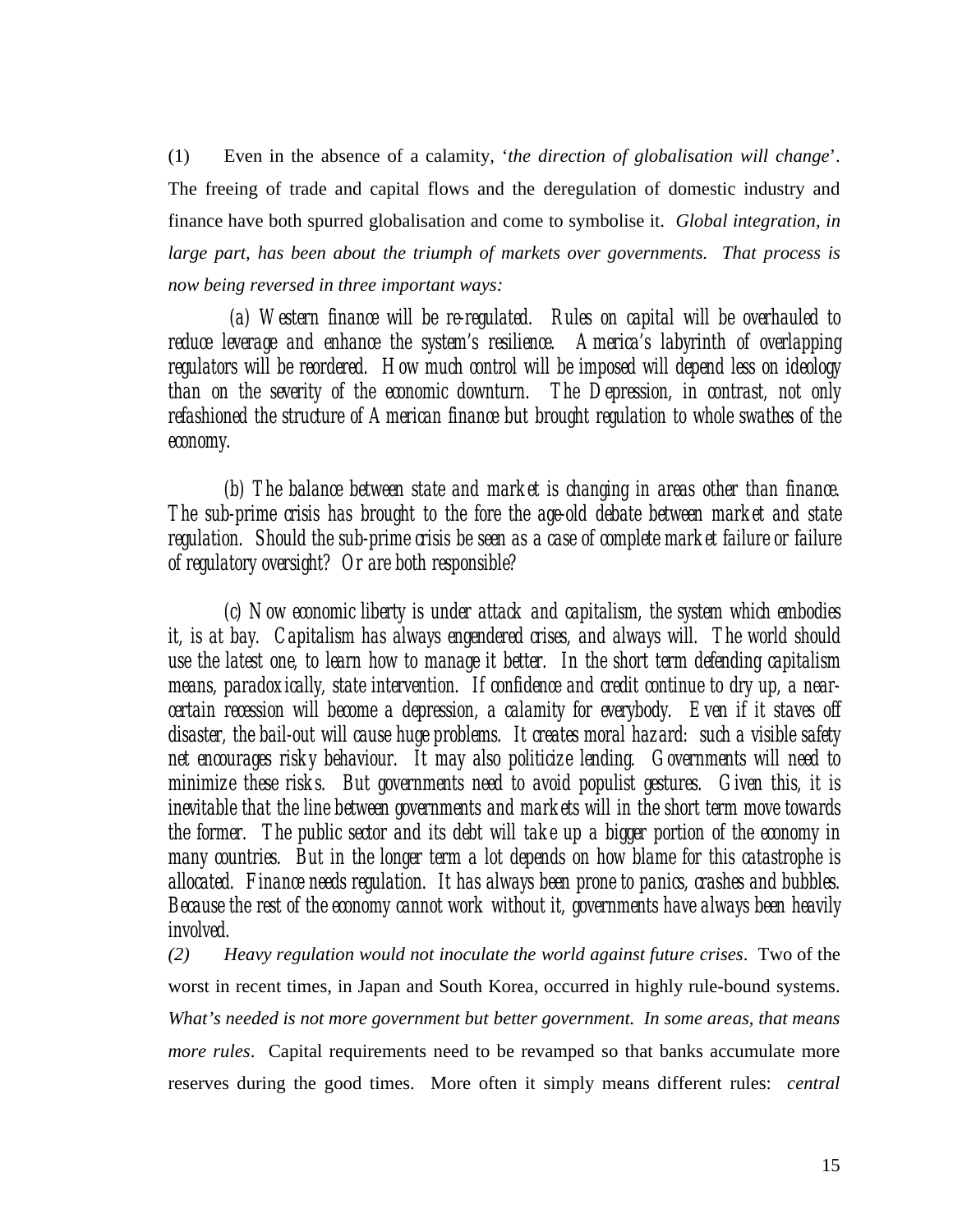(1) Even in the absence of a calamity, '*the direction of globalisation will change*'. The freeing of trade and capital flows and the deregulation of domestic industry and finance have both spurred globalisation and come to symbolise it. *Global integration, in large part, has been about the triumph of markets over governments. That process is now being reversed in three important ways:*

*(a) Western finance will be re-regulated. Rules on capital will be overhauled to reduce leverage and enhance the system's resilience. America's labyrinth of overlapping regulators will be reordered. How much control will be imposed will depend less on ideology than on the severity of the economic downturn. The Depression, in contrast, not only refashioned the structure of American finance but brought regulation to whole swathes of the economy.*

*(b) The balance between state and market is changing in areas other than finance. The sub-prime crisis has brought to the fore the age-old debate between market and state regulation. Should the sub-prime crisis be seen as a case of complete market failure or failure of regulatory oversight? Or are both responsible?*

*(c) Now economic liberty is under attack and capitalism, the system which embodies it, is at bay. Capitalism has always engendered crises, and always will. The world should use the latest one, to learn how to manage it better. In the short term defending capitalism means, paradoxically, state intervention. If confidence and credit continue to dry up, a near-certain recession will become a depression, a calamity for everybody. Even if it staves off disaster, the bail-out will cause huge problems. It creates moral hazard: such a visible safety net encourages risky behaviour. It may also politicize lending. Governments will need to minimize these risks. But governments need to avoid populist gestures. Given this, it is inevitable that the line between governments and markets will in the short term move towards the former. The public sector and its debt will take up a bigger portion of the economy in many countries. But in the longer term a lot depends on how blame for this catastrophe is allocated. Finance needs regulation. It has always been prone to panics, crashes and bubbles. Because the rest of the economy cannot work without it, governments have always been heavily involved.*

*(2) Heavy regulation would not inoculate the world against future crises*. Two of the worst in recent times, in Japan and South Korea, occurred in highly rule-bound systems. *What's needed is not more government but better government. In some areas, that means more rules*. Capital requirements need to be revamped so that banks accumulate more reserves during the good times. More often it simply means different rules: *central*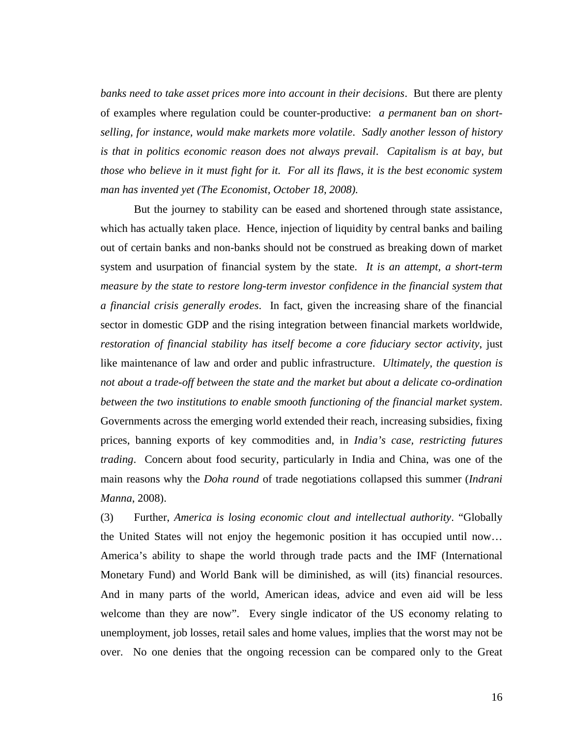*banks need to take asset prices more into account in their decisions*. But there are plenty of examples where regulation could be counter-productive: *a permanent ban on short-selling, for instance, would make markets more volatile*. *Sadly another lesson of history is that in politics economic reason does not always prevail*. *Capitalism is at bay, but those who believe in it must fight for it. For all its flaws, it is the best economic system man has invented yet (The Economist, October 18, 2008).*

But the journey to stability can be eased and shortened through state assistance, which has actually taken place. Hence, injection of liquidity by central banks and bailing out of certain banks and non-banks should not be construed as breaking down of market system and usurpation of financial system by the state. *It is an attempt, a short-term measure by the state to restore long-term investor confidence in the financial system that a financial crisis generally erodes*. In fact, given the increasing share of the financial sector in domestic GDP and the rising integration between financial markets worldwide, *restoration of financial stability has itself become a core fiduciary sector activity*, just like maintenance of law and order and public infrastructure. *Ultimately, the question is not about a trade-off between the state and the market but about a delicate co-ordination between the two institutions to enable smooth functioning of the financial market system*. Governments across the emerging world extended their reach, increasing subsidies, fixing prices, banning exports of key commodities and, in *India's case, restricting futures trading*. Concern about food security, particularly in India and China, was one of the main reasons why the *Doha round* of trade negotiations collapsed this summer (*Indrani Manna*, 2008).

(3) Further, *America is losing economic clout and intellectual authority*. "Globally the United States will not enjoy the hegemonic position it has occupied until now… America's ability to shape the world through trade pacts and the IMF (International Monetary Fund) and World Bank will be diminished, as will (its) financial resources. And in many parts of the world, American ideas, advice and even aid will be less welcome than they are now". Every single indicator of the US economy relating to unemployment, job losses, retail sales and home values, implies that the worst may not be over. No one denies that the ongoing recession can be compared only to the Great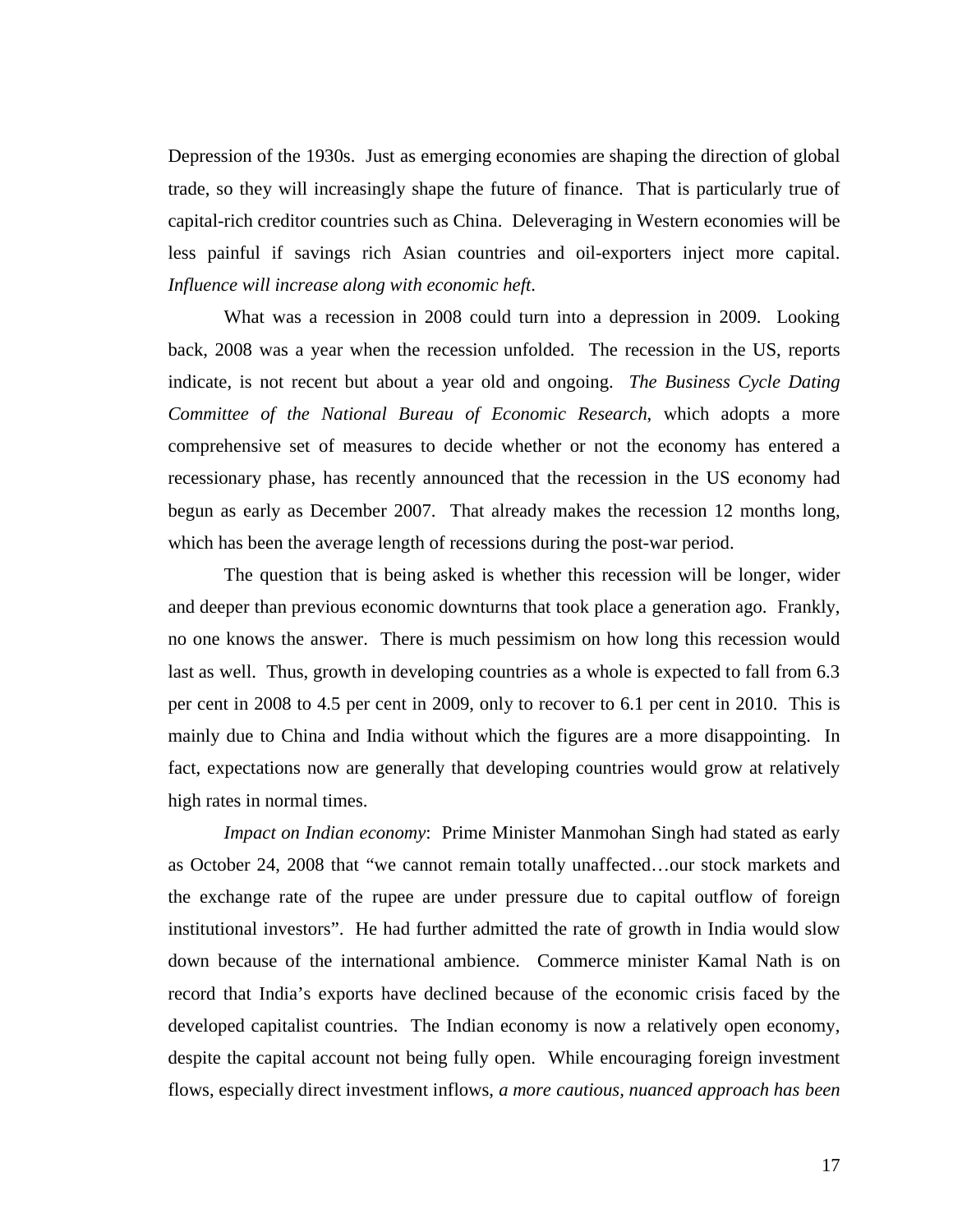Depression of the 1930s. Just as emerging economies are shaping the direction of global trade, so they will increasingly shape the future of finance. That is particularly true of capital-rich creditor countries such as China. Deleveraging in Western economies will be less painful if savings rich Asian countries and oil-exporters inject more capital. *Influence will increase along with economic heft*.

What was a recession in 2008 could turn into a depression in 2009. Looking back, 2008 was a year when the recession unfolded. The recession in the US, reports indicate, is not recent but about a year old and ongoing. *The Business Cycle Dating Committee of the National Bureau of Economic Research*, which adopts a more comprehensive set of measures to decide whether or not the economy has entered a recessionary phase, has recently announced that the recession in the US economy had begun as early as December 2007. That already makes the recession 12 months long, which has been the average length of recessions during the post-war period.

The question that is being asked is whether this recession will be longer, wider and deeper than previous economic downturns that took place a generation ago. Frankly, no one knows the answer. There is much pessimism on how long this recession would last as well. Thus, growth in developing countries as a whole is expected to fall from 6.3 per cent in 2008 to 4.5 per cent in 2009, only to recover to 6.1 per cent in 2010. This is mainly due to China and India without which the figures are a more disappointing. In fact, expectations now are generally that developing countries would grow at relatively high rates in normal times.

*Impact on Indian economy*: Prime Minister Manmohan Singh had stated as early as October 24, 2008 that "we cannot remain totally unaffected…our stock markets and the exchange rate of the rupee are under pressure due to capital outflow of foreign institutional investors". He had further admitted the rate of growth in India would slow down because of the international ambience. Commerce minister Kamal Nath is on record that India's exports have declined because of the economic crisis faced by the developed capitalist countries. The Indian economy is now a relatively open economy, despite the capital account not being fully open. While encouraging foreign investment flows, especially direct investment inflows, *a more cautious, nuanced approach has been*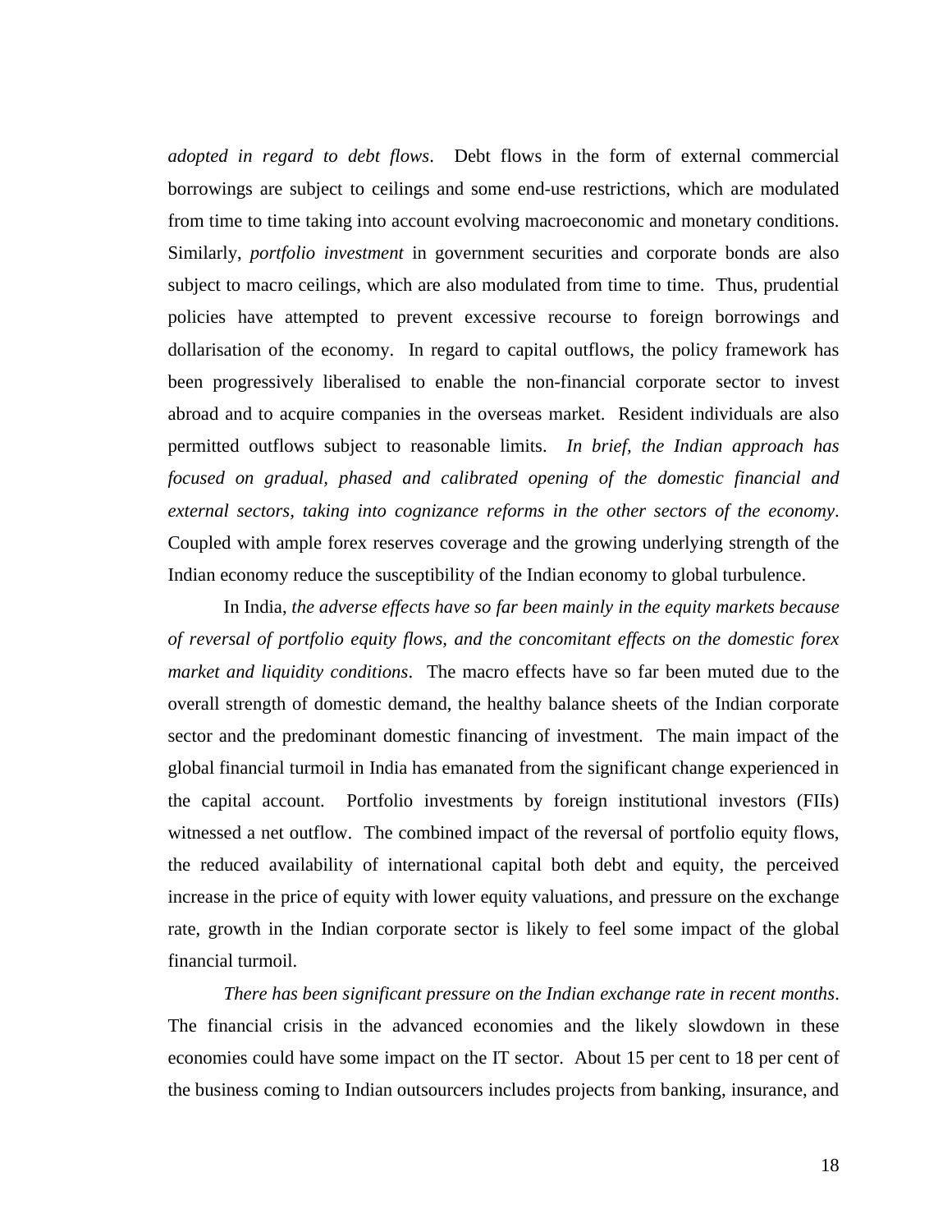*adopted in regard to debt flows*. Debt flows in the form of external commercial borrowings are subject to ceilings and some end-use restrictions, which are modulated from time to time taking into account evolving macroeconomic and monetary conditions. Similarly, *portfolio investment* in government securities and corporate bonds are also subject to macro ceilings, which are also modulated from time to time. Thus, prudential policies have attempted to prevent excessive recourse to foreign borrowings and dollarisation of the economy. In regard to capital outflows, the policy framework has been progressively liberalised to enable the non-financial corporate sector to invest abroad and to acquire companies in the overseas market. Resident individuals are also permitted outflows subject to reasonable limits. *In brief, the Indian approach has focused on gradual, phased and calibrated opening of the domestic financial and external sectors, taking into cognizance reforms in the other sectors of the economy*. Coupled with ample forex reserves coverage and the growing underlying strength of the Indian economy reduce the susceptibility of the Indian economy to global turbulence.

In India, *the adverse effects have so far been mainly in the equity markets because of reversal of portfolio equity flows, and the concomitant effects on the domestic forex market and liquidity conditions*. The macro effects have so far been muted due to the overall strength of domestic demand, the healthy balance sheets of the Indian corporate sector and the predominant domestic financing of investment. The main impact of the global financial turmoil in India has emanated from the significant change experienced in the capital account. Portfolio investments by foreign institutional investors (FIIs) witnessed a net outflow. The combined impact of the reversal of portfolio equity flows, the reduced availability of international capital both debt and equity, the perceived increase in the price of equity with lower equity valuations, and pressure on the exchange rate, growth in the Indian corporate sector is likely to feel some impact of the global financial turmoil.

*There has been significant pressure on the Indian exchange rate in recent months*. The financial crisis in the advanced economies and the likely slowdown in these economies could have some impact on the IT sector. About 15 per cent to 18 per cent of the business coming to Indian outsourcers includes projects from banking, insurance, and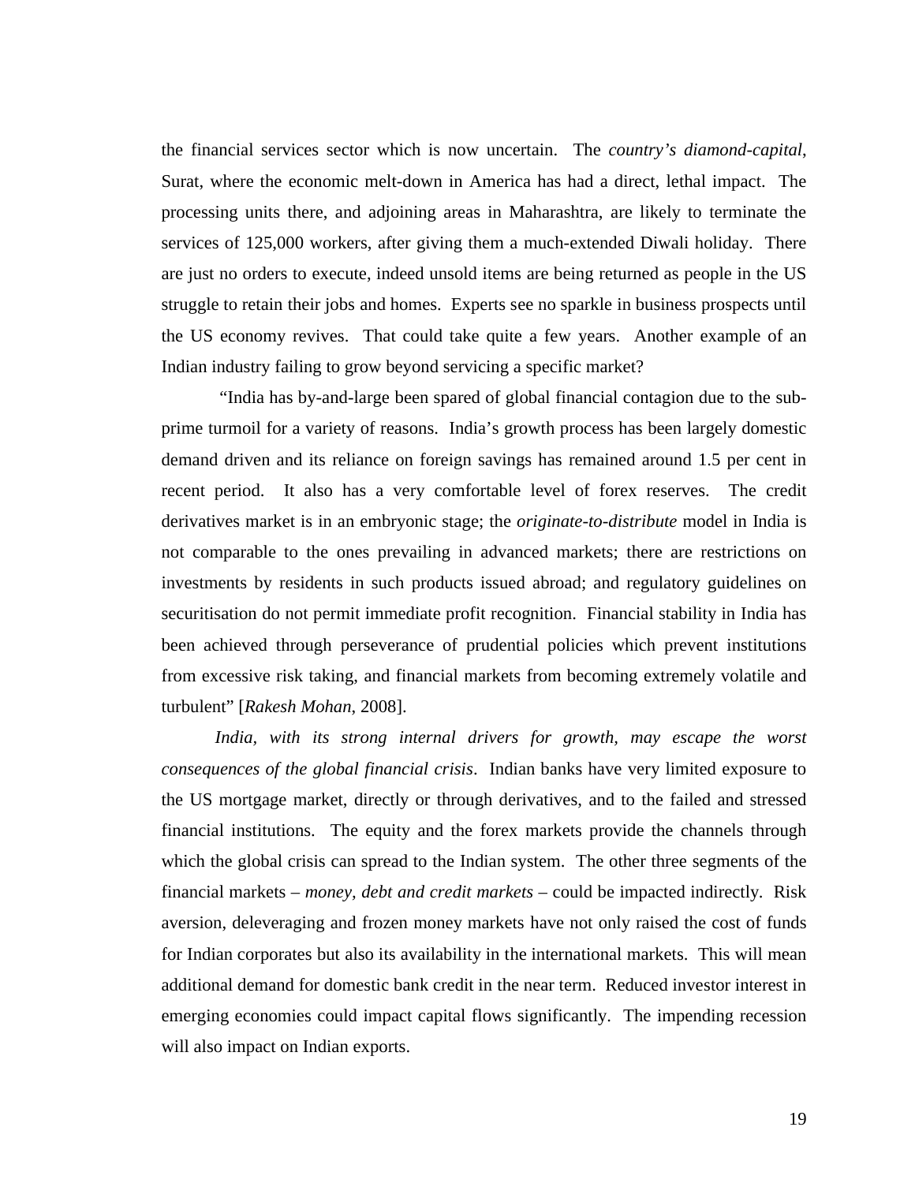the financial services sector which is now uncertain. The *country's diamond-capital*, Surat, where the economic melt-down in America has had a direct, lethal impact. The processing units there, and adjoining areas in Maharashtra, are likely to terminate the services of 125,000 workers, after giving them a much-extended Diwali holiday. There are just no orders to execute, indeed unsold items are being returned as people in the US struggle to retain their jobs and homes. Experts see no sparkle in business prospects until the US economy revives. That could take quite a few years. Another example of an Indian industry failing to grow beyond servicing a specific market?

"India has by-and-large been spared of global financial contagion due to the sub-prime turmoil for a variety of reasons. India's growth process has been largely domestic demand driven and its reliance on foreign savings has remained around 1.5 per cent in recent period. It also has a very comfortable level of forex reserves. The credit derivatives market is in an embryonic stage; the *originate-to-distribute* model in India is not comparable to the ones prevailing in advanced markets; there are restrictions on investments by residents in such products issued abroad; and regulatory guidelines on securitisation do not permit immediate profit recognition. Financial stability in India has been achieved through perseverance of prudential policies which prevent institutions from excessive risk taking, and financial markets from becoming extremely volatile and turbulent" [*Rakesh Mohan*, 2008].

*India, with its strong internal drivers for growth, may escape the worst consequences of the global financial crisis*. Indian banks have very limited exposure to the US mortgage market, directly or through derivatives, and to the failed and stressed financial institutions. The equity and the forex markets provide the channels through which the global crisis can spread to the Indian system. The other three segments of the financial markets – *money, debt and credit markets* – could be impacted indirectly. Risk aversion, deleveraging and frozen money markets have not only raised the cost of funds for Indian corporates but also its availability in the international markets. This will mean additional demand for domestic bank credit in the near term. Reduced investor interest in emerging economies could impact capital flows significantly. The impending recession will also impact on Indian exports.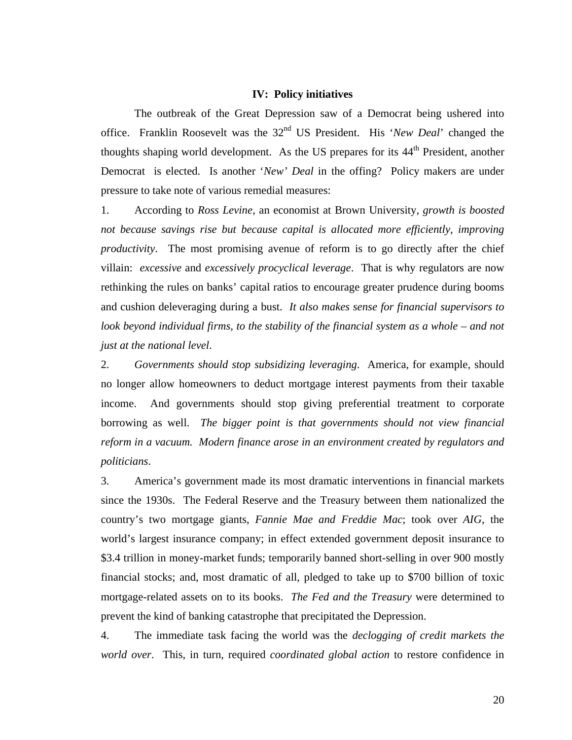### IV: Policy initiatives

The outbreak of the Great Depression saw of a Democrat being ushered into office. Franklin Roosevelt was the 32nd US President. His '*New Deal*' changed the thoughts shaping world development. As the US prepares for its 44th President, another Democrat is elected. Is another '*New' Deal* in the offing? Policy makers are under pressure to take note of various remedial measures:

1. According to *Ross Levine*, an economist at Brown University, *growth is boosted not because savings rise but because capital is allocated more efficiently, improving productivity*. The most promising avenue of reform is to go directly after the chief villain: *excessive* and *excessively procyclical leverage*. That is why regulators are now rethinking the rules on banks' capital ratios to encourage greater prudence during booms and cushion deleveraging during a bust. *It also makes sense for financial supervisors to look beyond individual firms, to the stability of the financial system as a whole – and not just at the national level*.

2. *Governments should stop subsidizing leveraging*. America, for example, should no longer allow homeowners to deduct mortgage interest payments from their taxable income. And governments should stop giving preferential treatment to corporate borrowing as well. *The bigger point is that governments should not view financial reform in a vacuum. Modern finance arose in an environment created by regulators and politicians*.

3. America's government made its most dramatic interventions in financial markets since the 1930s. The Federal Reserve and the Treasury between them nationalized the country's two mortgage giants, *Fannie Mae and Freddie Mac*; took over *AIG*, the world's largest insurance company; in effect extended government deposit insurance to $3.4 trillion in money-market funds; temporarily banned short-selling in over 900 mostly financial stocks; and, most dramatic of all, pledged to take up to $700 billion of toxic mortgage-related assets on to its books. *The Fed and the Treasury* were determined to prevent the kind of banking catastrophe that precipitated the Depression.

4. The immediate task facing the world was the *declogging of credit markets the world over*. This, in turn, required *coordinated global action* to restore confidence in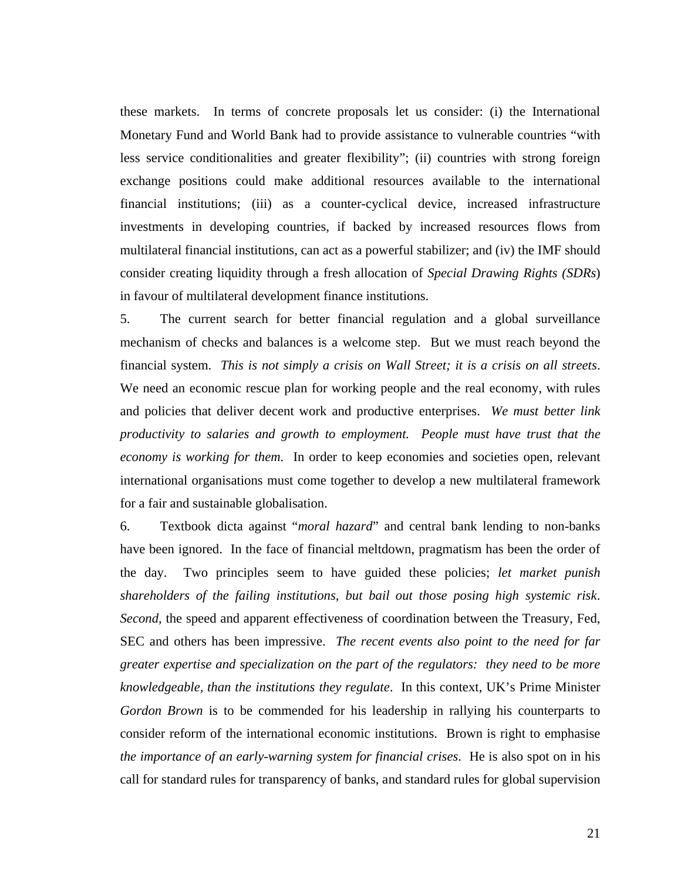these markets. In terms of concrete proposals let us consider: (i) the International Monetary Fund and World Bank had to provide assistance to vulnerable countries "with less service conditionalities and greater flexibility"; (ii) countries with strong foreign exchange positions could make additional resources available to the international financial institutions; (iii) as a counter-cyclical device, increased infrastructure investments in developing countries, if backed by increased resources flows from multilateral financial institutions, can act as a powerful stabilizer; and (iv) the IMF should consider creating liquidity through a fresh allocation of *Special Drawing Rights (SDRs*) in favour of multilateral development finance institutions.

5. The current search for better financial regulation and a global surveillance mechanism of checks and balances is a welcome step. But we must reach beyond the financial system. *This is not simply a crisis on Wall Street; it is a crisis on all streets*. We need an economic rescue plan for working people and the real economy, with rules and policies that deliver decent work and productive enterprises. *We must better link productivity to salaries and growth to employment. People must have trust that the economy is working for them*. In order to keep economies and societies open, relevant international organisations must come together to develop a new multilateral framework for a fair and sustainable globalisation.

6. Textbook dicta against "*moral hazard*" and central bank lending to non-banks have been ignored. In the face of financial meltdown, pragmatism has been the order of the day. Two principles seem to have guided these policies; *let market punish shareholders of the failing institutions, but bail out those posing high systemic risk*. *Second*, the speed and apparent effectiveness of coordination between the Treasury, Fed, SEC and others has been impressive. *The recent events also point to the need for far greater expertise and specialization on the part of the regulators: they need to be more knowledgeable, than the institutions they regulate*. In this context, UK's Prime Minister *Gordon Brown* is to be commended for his leadership in rallying his counterparts to consider reform of the international economic institutions. Brown is right to emphasise *the importance of an early-warning system for financial crises*. He is also spot on in his call for standard rules for transparency of banks, and standard rules for global supervision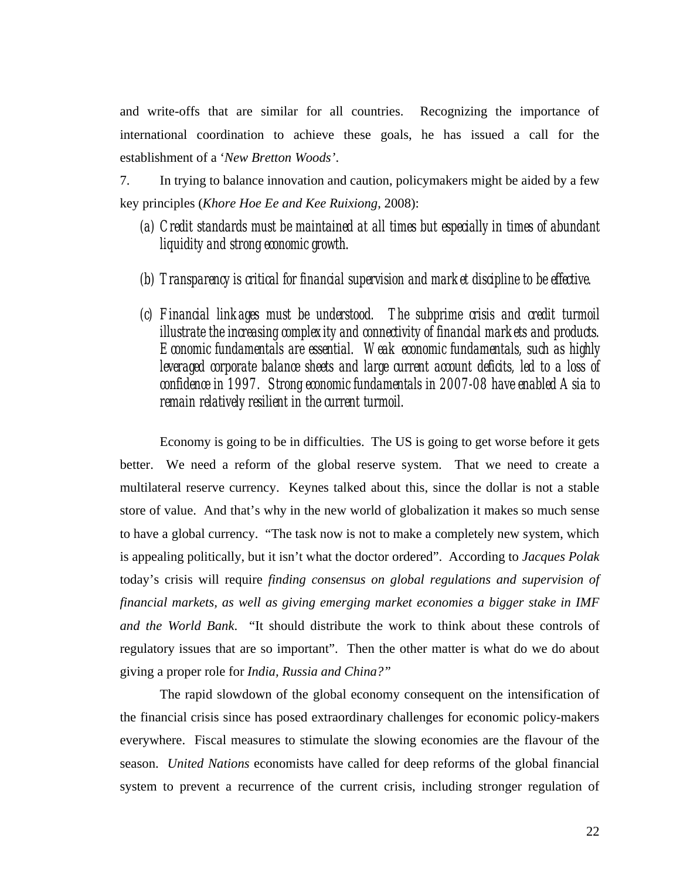and write-offs that are similar for all countries. Recognizing the importance of international coordination to achieve these goals, he has issued a call for the establishment of a '*New Bretton Woods'*.

7. In trying to balance innovation and caution, policymakers might be aided by a few key principles (*Khore Hoe Ee and Kee Ruixiong*, 2008):

(a) *Credit standards must be maintained at all times but especially in times of abundant liquidity and strong economic growth.*

(b) *Transparency is critical for financial supervision and market discipline to be effective.*

(c) *Financial linkages must be understood. The subprime crisis and credit turmoil illustrate the increasing complexity and connectivity of financial markets and products. Economic fundamentals are essential. Weak economic fundamentals, such as highly leveraged corporate balance sheets and large current account deficits, led to a loss of confidence in 1997. Strong economic fundamentals in 2007-08 have enabled Asia to remain relatively resilient in the current turmoil.*

Economy is going to be in difficulties. The US is going to get worse before it gets better. We need a reform of the global reserve system. That we need to create a multilateral reserve currency. Keynes talked about this, since the dollar is not a stable store of value. And that's why in the new world of globalization it makes so much sense to have a global currency. "The task now is not to make a completely new system, which is appealing politically, but it isn't what the doctor ordered". According to *Jacques Polak* today's crisis will require *finding consensus on global regulations and supervision of financial markets, as well as giving emerging market economies a bigger stake in IMF and the World Bank*. "It should distribute the work to think about these controls of regulatory issues that are so important". Then the other matter is what do we do about giving a proper role for *India, Russia and China?"*

The rapid slowdown of the global economy consequent on the intensification of the financial crisis since has posed extraordinary challenges for economic policy-makers everywhere. Fiscal measures to stimulate the slowing economies are the flavour of the season. *United Nations* economists have called for deep reforms of the global financial system to prevent a recurrence of the current crisis, including stronger regulation of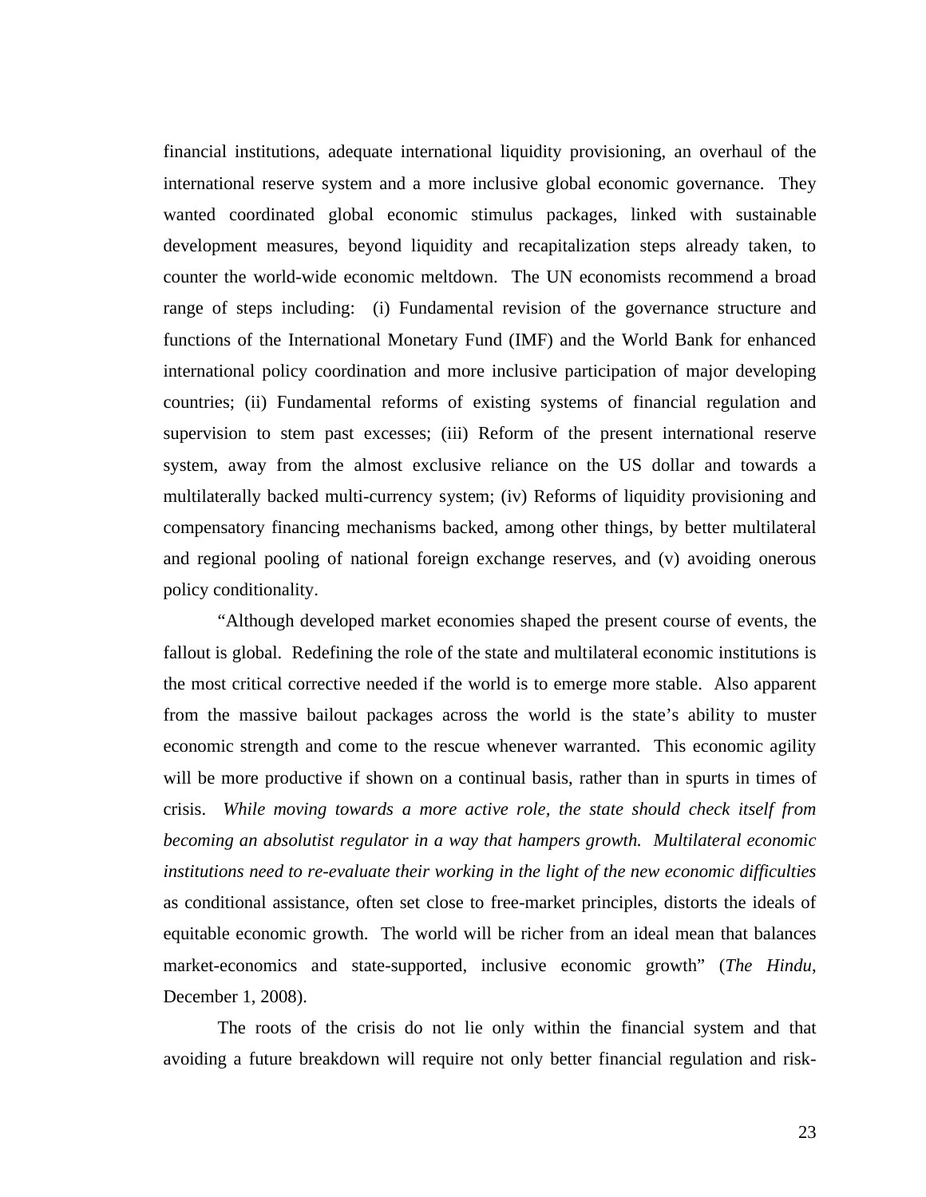financial institutions, adequate international liquidity provisioning, an overhaul of the international reserve system and a more inclusive global economic governance. They wanted coordinated global economic stimulus packages, linked with sustainable development measures, beyond liquidity and recapitalization steps already taken, to counter the world-wide economic meltdown. The UN economists recommend a broad range of steps including: (i) Fundamental revision of the governance structure and functions of the International Monetary Fund (IMF) and the World Bank for enhanced international policy coordination and more inclusive participation of major developing countries; (ii) Fundamental reforms of existing systems of financial regulation and supervision to stem past excesses; (iii) Reform of the present international reserve system, away from the almost exclusive reliance on the US dollar and towards a multilaterally backed multi-currency system; (iv) Reforms of liquidity provisioning and compensatory financing mechanisms backed, among other things, by better multilateral and regional pooling of national foreign exchange reserves, and (v) avoiding onerous policy conditionality.

"Although developed market economies shaped the present course of events, the fallout is global. Redefining the role of the state and multilateral economic institutions is the most critical corrective needed if the world is to emerge more stable. Also apparent from the massive bailout packages across the world is the state's ability to muster economic strength and come to the rescue whenever warranted. This economic agility will be more productive if shown on a continual basis, rather than in spurts in times of crisis. *While moving towards a more active role, the state should check itself from becoming an absolutist regulator in a way that hampers growth. Multilateral economic institutions need to re-evaluate their working in the light of the new economic difficulties* as conditional assistance, often set close to free-market principles, distorts the ideals of equitable economic growth. The world will be richer from an ideal mean that balances market-economics and state-supported, inclusive economic growth" (*The Hindu*, December 1, 2008).

The roots of the crisis do not lie only within the financial system and that avoiding a future breakdown will require not only better financial regulation and risk-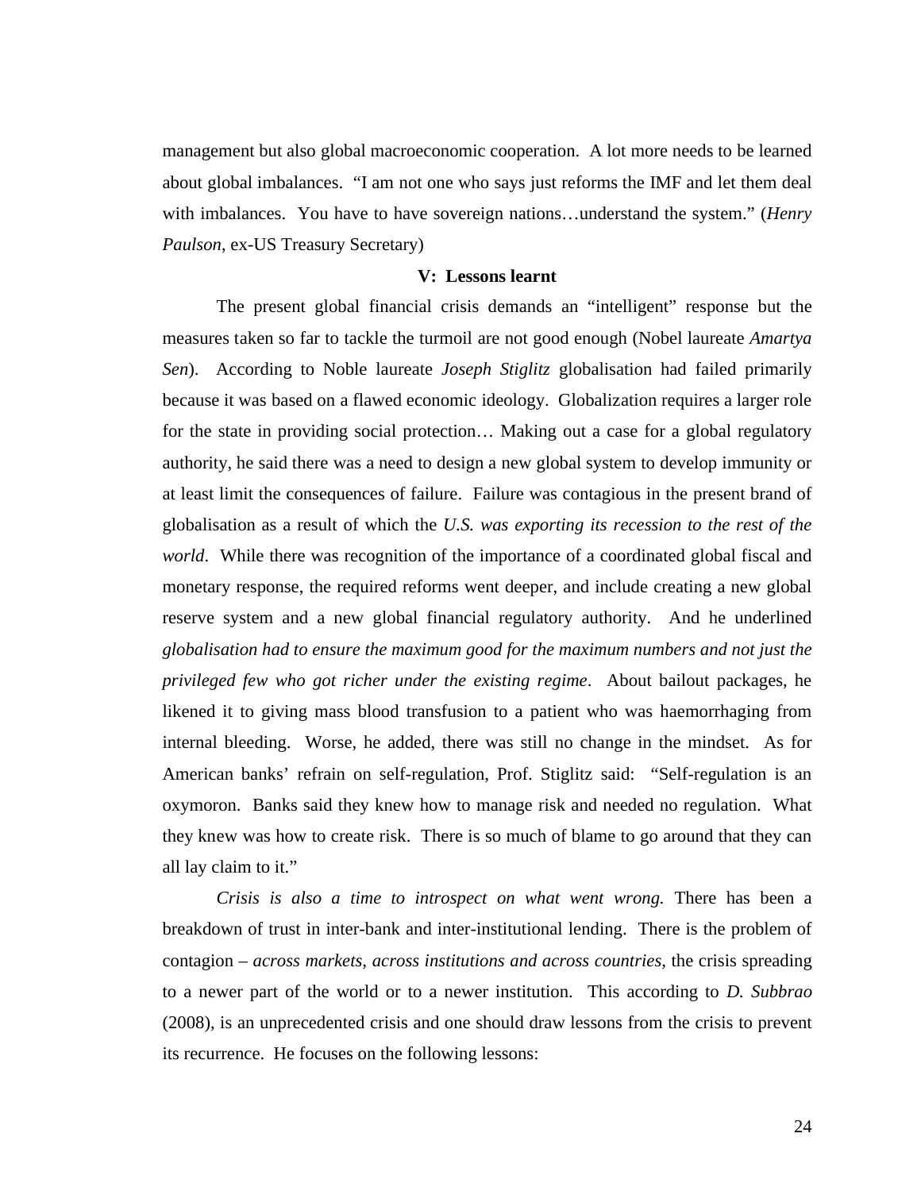management but also global macroeconomic cooperation. A lot more needs to be learned about global imbalances. "I am not one who says just reforms the IMF and let them deal with imbalances. You have to have sovereign nations…understand the system." (*Henry Paulson*, ex-US Treasury Secretary)

## V: Lessons learnt

The present global financial crisis demands an "intelligent" response but the measures taken so far to tackle the turmoil are not good enough (Nobel laureate *Amartya Sen*). According to Noble laureate *Joseph Stiglitz* globalisation had failed primarily because it was based on a flawed economic ideology. Globalization requires a larger role for the state in providing social protection… Making out a case for a global regulatory authority, he said there was a need to design a new global system to develop immunity or at least limit the consequences of failure. Failure was contagious in the present brand of globalisation as a result of which the *U.S. was exporting its recession to the rest of the world*. While there was recognition of the importance of a coordinated global fiscal and monetary response, the required reforms went deeper, and include creating a new global reserve system and a new global financial regulatory authority. And he underlined *globalisation had to ensure the maximum good for the maximum numbers and not just the privileged few who got richer under the existing regime*. About bailout packages, he likened it to giving mass blood transfusion to a patient who was haemorrhaging from internal bleeding. Worse, he added, there was still no change in the mindset. As for American banks' refrain on self-regulation, Prof. Stiglitz said: "Self-regulation is an oxymoron. Banks said they knew how to manage risk and needed no regulation. What they knew was how to create risk. There is so much of blame to go around that they can all lay claim to it."

*Crisis is also a time to introspect on what went wrong.* There has been a breakdown of trust in inter-bank and inter-institutional lending. There is the problem of contagion – *across markets, across institutions and across countries*, the crisis spreading to a newer part of the world or to a newer institution. This according to *D. Subbrao* (2008), is an unprecedented crisis and one should draw lessons from the crisis to prevent its recurrence. He focuses on the following lessons: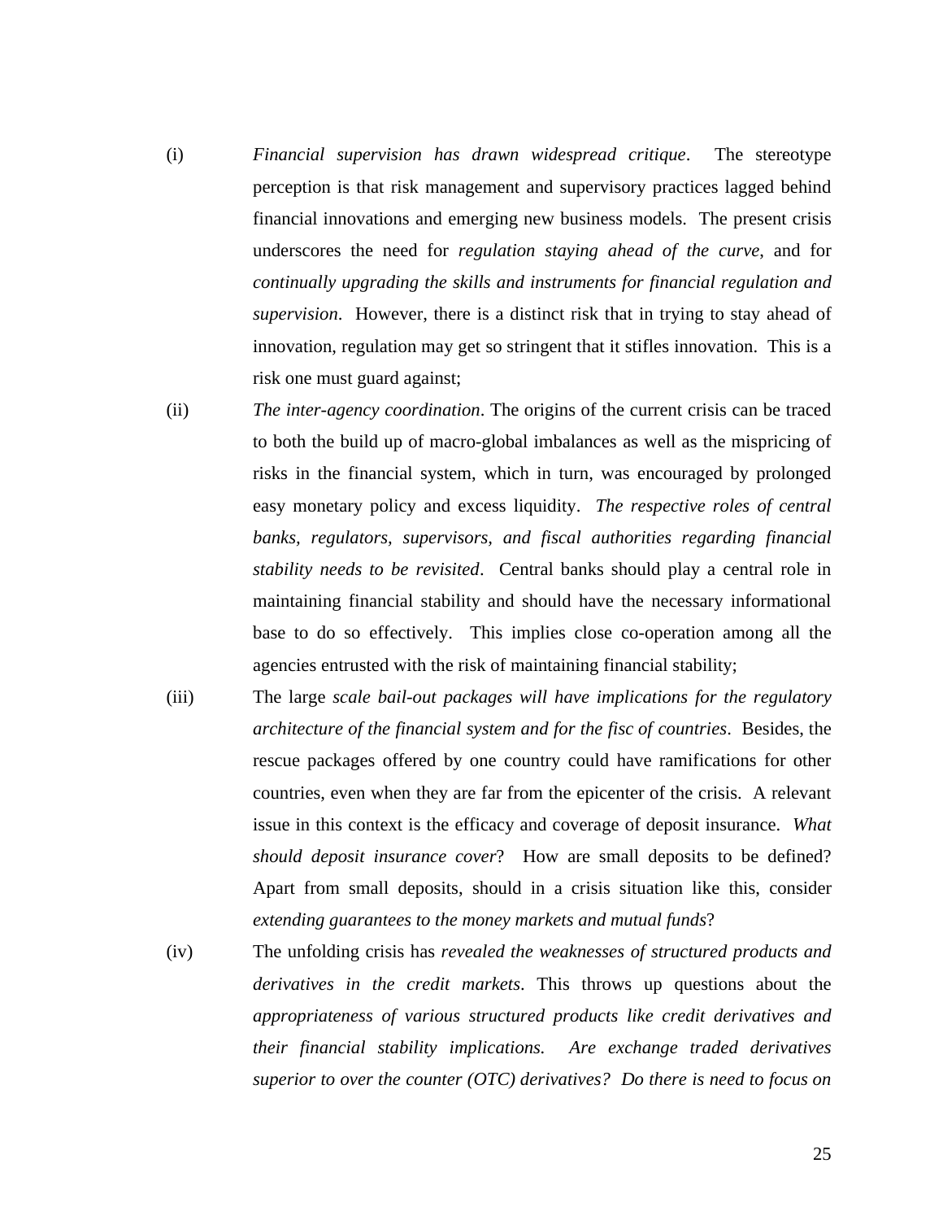(i) *Financial supervision has drawn widespread critique*. The stereotype perception is that risk management and supervisory practices lagged behind financial innovations and emerging new business models. The present crisis underscores the need for *regulation staying ahead of the curve*, and for *continually upgrading the skills and instruments for financial regulation and supervision*. However, there is a distinct risk that in trying to stay ahead of innovation, regulation may get so stringent that it stifles innovation. This is a risk one must guard against;

(ii) *The inter-agency coordination*. The origins of the current crisis can be traced to both the build up of macro-global imbalances as well as the mispricing of risks in the financial system, which in turn, was encouraged by prolonged easy monetary policy and excess liquidity. *The respective roles of central banks, regulators, supervisors, and fiscal authorities regarding financial stability needs to be revisited*. Central banks should play a central role in maintaining financial stability and should have the necessary informational base to do so effectively. This implies close co-operation among all the agencies entrusted with the risk of maintaining financial stability;

(iii) The large *scale bail-out packages will have implications for the regulatory architecture of the financial system and for the fisc of countries*. Besides, the rescue packages offered by one country could have ramifications for other countries, even when they are far from the epicenter of the crisis. A relevant issue in this context is the efficacy and coverage of deposit insurance. *What should deposit insurance cover*? How are small deposits to be defined? Apart from small deposits, should in a crisis situation like this, consider *extending guarantees to the money markets and mutual funds*?

(iv) The unfolding crisis has *revealed the weaknesses of structured products and derivatives in the credit markets*. This throws up questions about the *appropriateness of various structured products like credit derivatives and their financial stability implications. Are exchange traded derivatives superior to over the counter (OTC) derivatives? Do there is need to focus on*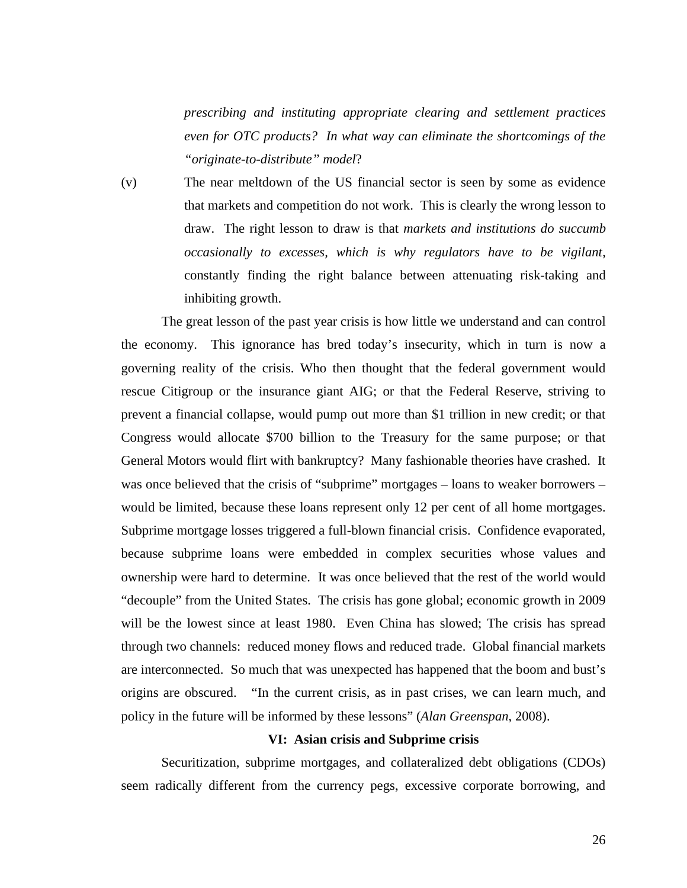*prescribing and instituting appropriate clearing and settlement practices even for OTC products? In what way can eliminate the shortcomings of the "originate-to-distribute" model*?

(v) The near meltdown of the US financial sector is seen by some as evidence that markets and competition do not work. This is clearly the wrong lesson to draw. The right lesson to draw is that *markets and institutions do succumb occasionally to excesses, which is why regulators have to be vigilant*, constantly finding the right balance between attenuating risk-taking and inhibiting growth.

The great lesson of the past year crisis is how little we understand and can control the economy. This ignorance has bred today's insecurity, which in turn is now a governing reality of the crisis. Who then thought that the federal government would rescue Citigroup or the insurance giant AIG; or that the Federal Reserve, striving to prevent a financial collapse, would pump out more than $1 trillion in new credit; or that Congress would allocate $700 billion to the Treasury for the same purpose; or that General Motors would flirt with bankruptcy? Many fashionable theories have crashed. It was once believed that the crisis of "subprime" mortgages – loans to weaker borrowers – would be limited, because these loans represent only 12 per cent of all home mortgages. Subprime mortgage losses triggered a full-blown financial crisis. Confidence evaporated, because subprime loans were embedded in complex securities whose values and ownership were hard to determine. It was once believed that the rest of the world would "decouple" from the United States. The crisis has gone global; economic growth in 2009 will be the lowest since at least 1980. Even China has slowed; The crisis has spread through two channels: reduced money flows and reduced trade. Global financial markets are interconnected. So much that was unexpected has happened that the boom and bust's origins are obscured. "In the current crisis, as in past crises, we can learn much, and policy in the future will be informed by these lessons" (*Alan Greenspan*, 2008).

## VI: Asian crisis and Subprime crisis

Securitization, subprime mortgages, and collateralized debt obligations (CDOs) seem radically different from the currency pegs, excessive corporate borrowing, and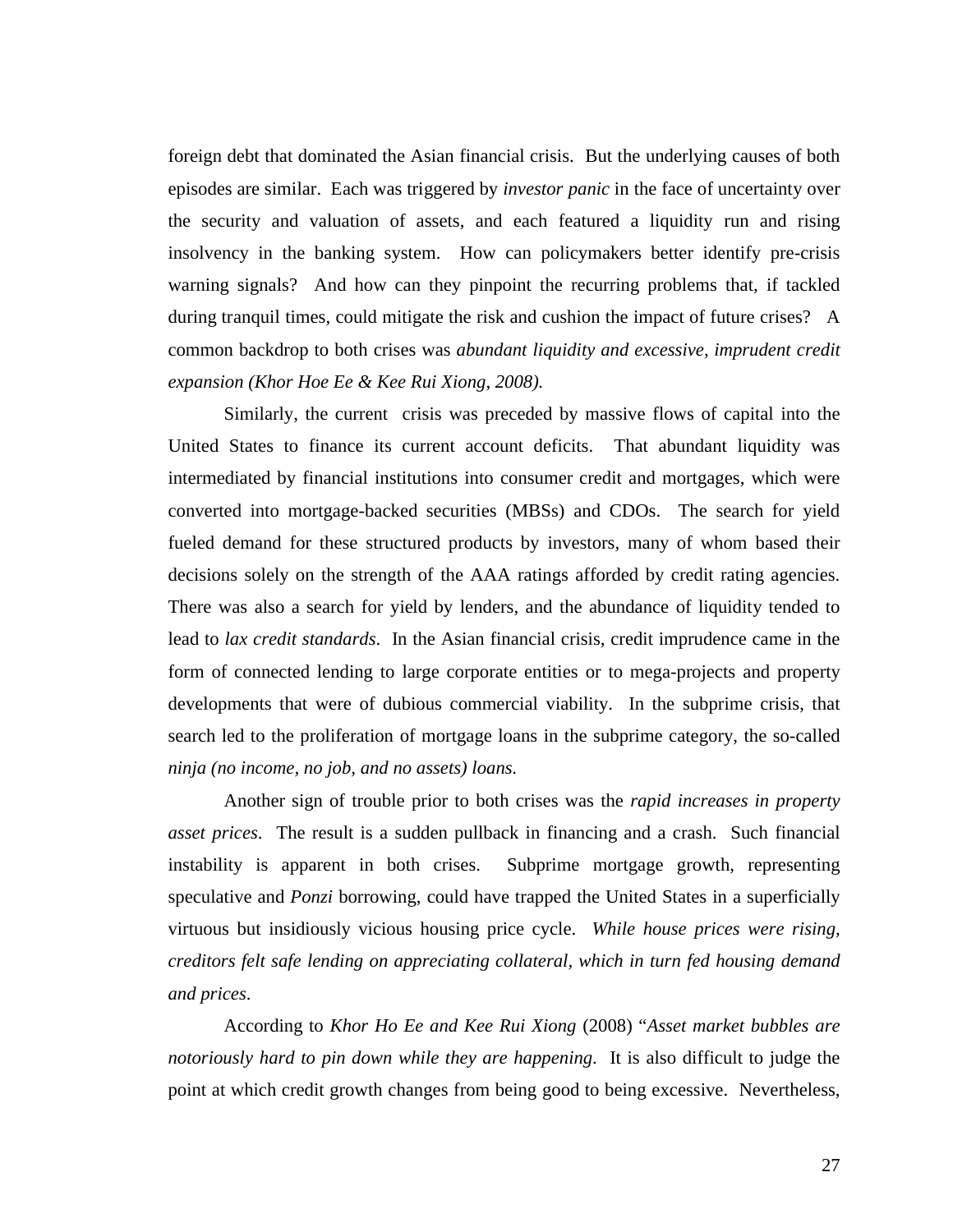foreign debt that dominated the Asian financial crisis. But the underlying causes of both episodes are similar. Each was triggered by *investor panic* in the face of uncertainty over the security and valuation of assets, and each featured a liquidity run and rising insolvency in the banking system. How can policymakers better identify pre-crisis warning signals? And how can they pinpoint the recurring problems that, if tackled during tranquil times, could mitigate the risk and cushion the impact of future crises? A common backdrop to both crises was *abundant liquidity and excessive, imprudent credit expansion (Khor Hoe Ee & Kee Rui Xiong, 2008).*

Similarly, the current crisis was preceded by massive flows of capital into the United States to finance its current account deficits. That abundant liquidity was intermediated by financial institutions into consumer credit and mortgages, which were converted into mortgage-backed securities (MBSs) and CDOs. The search for yield fueled demand for these structured products by investors, many of whom based their decisions solely on the strength of the AAA ratings afforded by credit rating agencies. There was also a search for yield by lenders, and the abundance of liquidity tended to lead to *lax credit standards*. In the Asian financial crisis, credit imprudence came in the form of connected lending to large corporate entities or to mega-projects and property developments that were of dubious commercial viability. In the subprime crisis, that search led to the proliferation of mortgage loans in the subprime category, the so-called *ninja (no income, no job, and no assets) loans.*

Another sign of trouble prior to both crises was the *rapid increases in property asset prices*. The result is a sudden pullback in financing and a crash. Such financial instability is apparent in both crises. Subprime mortgage growth, representing speculative and *Ponzi* borrowing, could have trapped the United States in a superficially virtuous but insidiously vicious housing price cycle. *While house prices were rising, creditors felt safe lending on appreciating collateral, which in turn fed housing demand and prices*.

According to *Khor Ho Ee and Kee Rui Xiong* (2008) "*Asset market bubbles are notoriously hard to pin down while they are happening*. It is also difficult to judge the point at which credit growth changes from being good to being excessive. Nevertheless,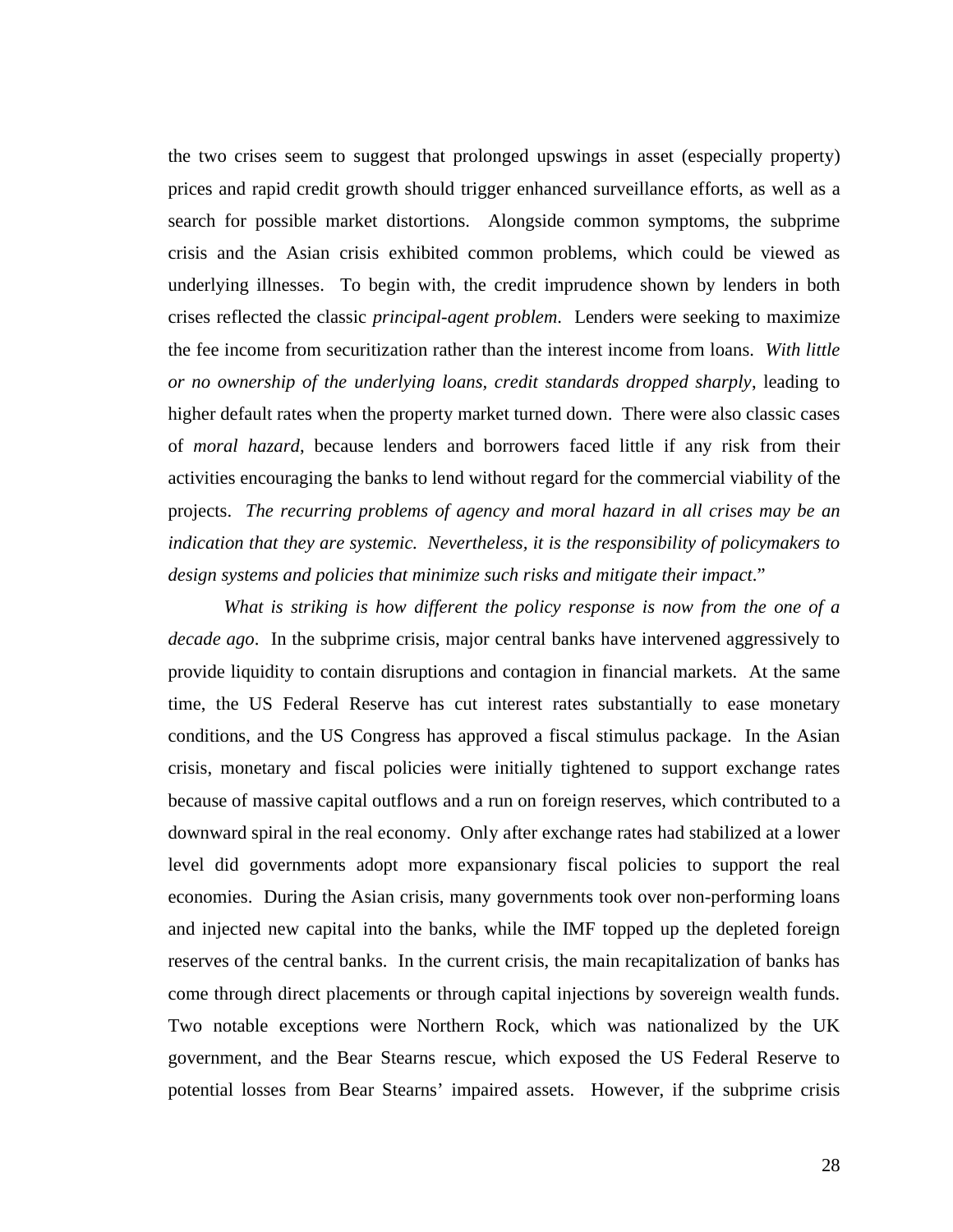the two crises seem to suggest that prolonged upswings in asset (especially property) prices and rapid credit growth should trigger enhanced surveillance efforts, as well as a search for possible market distortions. Alongside common symptoms, the subprime crisis and the Asian crisis exhibited common problems, which could be viewed as underlying illnesses. To begin with, the credit imprudence shown by lenders in both crises reflected the classic *principal-agent problem*. Lenders were seeking to maximize the fee income from securitization rather than the interest income from loans. *With little or no ownership of the underlying loans, credit standards dropped sharply*, leading to higher default rates when the property market turned down. There were also classic cases of *moral hazard*, because lenders and borrowers faced little if any risk from their activities encouraging the banks to lend without regard for the commercial viability of the projects. *The recurring problems of agency and moral hazard in all crises may be an indication that they are systemic. Nevertheless, it is the responsibility of policymakers to design systems and policies that minimize such risks and mitigate their impact*."

*What is striking is how different the policy response is now from the one of a decade ago*. In the subprime crisis, major central banks have intervened aggressively to provide liquidity to contain disruptions and contagion in financial markets. At the same time, the US Federal Reserve has cut interest rates substantially to ease monetary conditions, and the US Congress has approved a fiscal stimulus package. In the Asian crisis, monetary and fiscal policies were initially tightened to support exchange rates because of massive capital outflows and a run on foreign reserves, which contributed to a downward spiral in the real economy. Only after exchange rates had stabilized at a lower level did governments adopt more expansionary fiscal policies to support the real economies. During the Asian crisis, many governments took over non-performing loans and injected new capital into the banks, while the IMF topped up the depleted foreign reserves of the central banks. In the current crisis, the main recapitalization of banks has come through direct placements or through capital injections by sovereign wealth funds. Two notable exceptions were Northern Rock, which was nationalized by the UK government, and the Bear Stearns rescue, which exposed the US Federal Reserve to potential losses from Bear Stearns' impaired assets. However, if the subprime crisis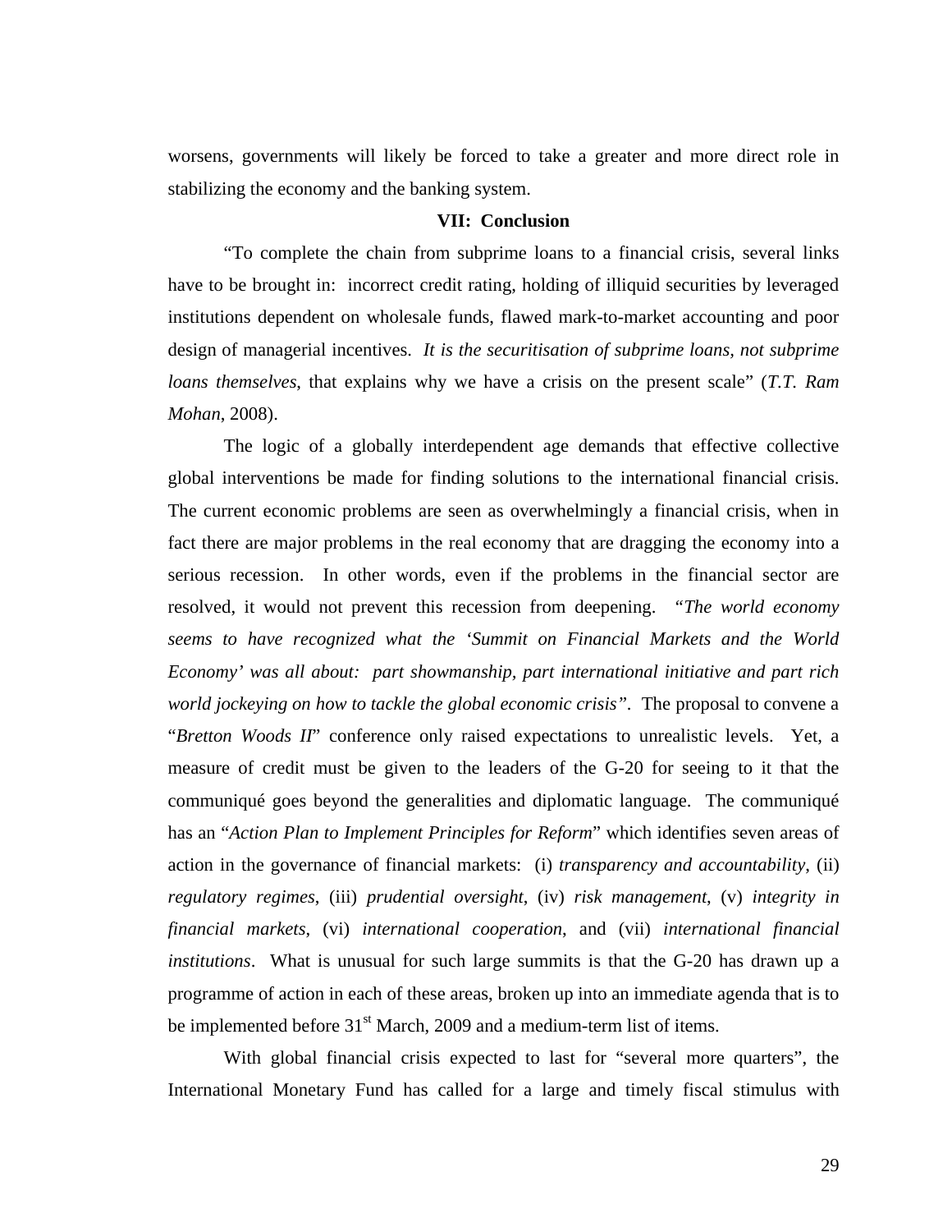worsens, governments will likely be forced to take a greater and more direct role in stabilizing the economy and the banking system.

## VII: Conclusion

"To complete the chain from subprime loans to a financial crisis, several links have to be brought in: incorrect credit rating, holding of illiquid securities by leveraged institutions dependent on wholesale funds, flawed mark-to-market accounting and poor design of managerial incentives. *It is the securitisation of subprime loans, not subprime loans themselves,* that explains why we have a crisis on the present scale" (*T.T. Ram Mohan*, 2008).

The logic of a globally interdependent age demands that effective collective global interventions be made for finding solutions to the international financial crisis. The current economic problems are seen as overwhelmingly a financial crisis, when in fact there are major problems in the real economy that are dragging the economy into a serious recession. In other words, even if the problems in the financial sector are resolved, it would not prevent this recession from deepening. *"The world economy seems to have recognized what the 'Summit on Financial Markets and the World Economy' was all about: part showmanship, part international initiative and part rich world jockeying on how to tackle the global economic crisis".* The proposal to convene a "*Bretton Woods II*" conference only raised expectations to unrealistic levels. Yet, a measure of credit must be given to the leaders of the G-20 for seeing to it that the communiqué goes beyond the generalities and diplomatic language. The communiqué has an "*Action Plan to Implement Principles for Reform*" which identifies seven areas of action in the governance of financial markets: (i) *transparency and accountability*, (ii) *regulatory regimes*, (iii) *prudential oversight*, (iv) *risk management*, (v) *integrity in financial markets*, (vi) *international cooperation*, and (vii) *international financial institutions*. What is unusual for such large summits is that the G-20 has drawn up a programme of action in each of these areas, broken up into an immediate agenda that is to be implemented before 31st March, 2009 and a medium-term list of items.

With global financial crisis expected to last for "several more quarters", the International Monetary Fund has called for a large and timely fiscal stimulus with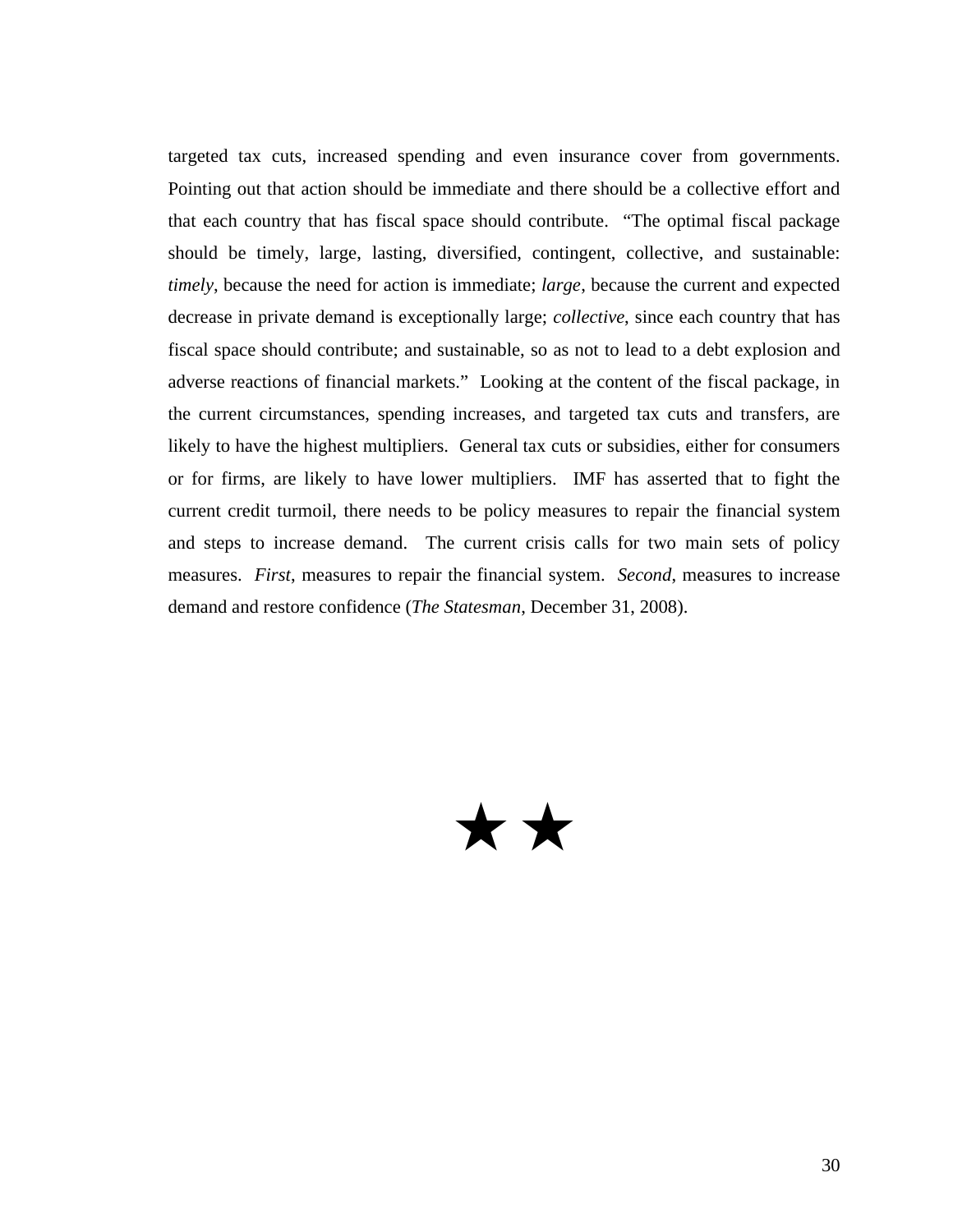targeted tax cuts, increased spending and even insurance cover from governments. Pointing out that action should be immediate and there should be a collective effort and that each country that has fiscal space should contribute. "The optimal fiscal package should be timely, large, lasting, diversified, contingent, collective, and sustainable: *timely*, because the need for action is immediate; *large*, because the current and expected decrease in private demand is exceptionally large; *collective*, since each country that has fiscal space should contribute; and sustainable, so as not to lead to a debt explosion and adverse reactions of financial markets." Looking at the content of the fiscal package, in the current circumstances, spending increases, and targeted tax cuts and transfers, are likely to have the highest multipliers. General tax cuts or subsidies, either for consumers or for firms, are likely to have lower multipliers. IMF has asserted that to fight the current credit turmoil, there needs to be policy measures to repair the financial system and steps to increase demand. The current crisis calls for two main sets of policy measures. *First*, measures to repair the financial system. *Second*, measures to increase demand and restore confidence (*The Statesman*, December 31, 2008).

★★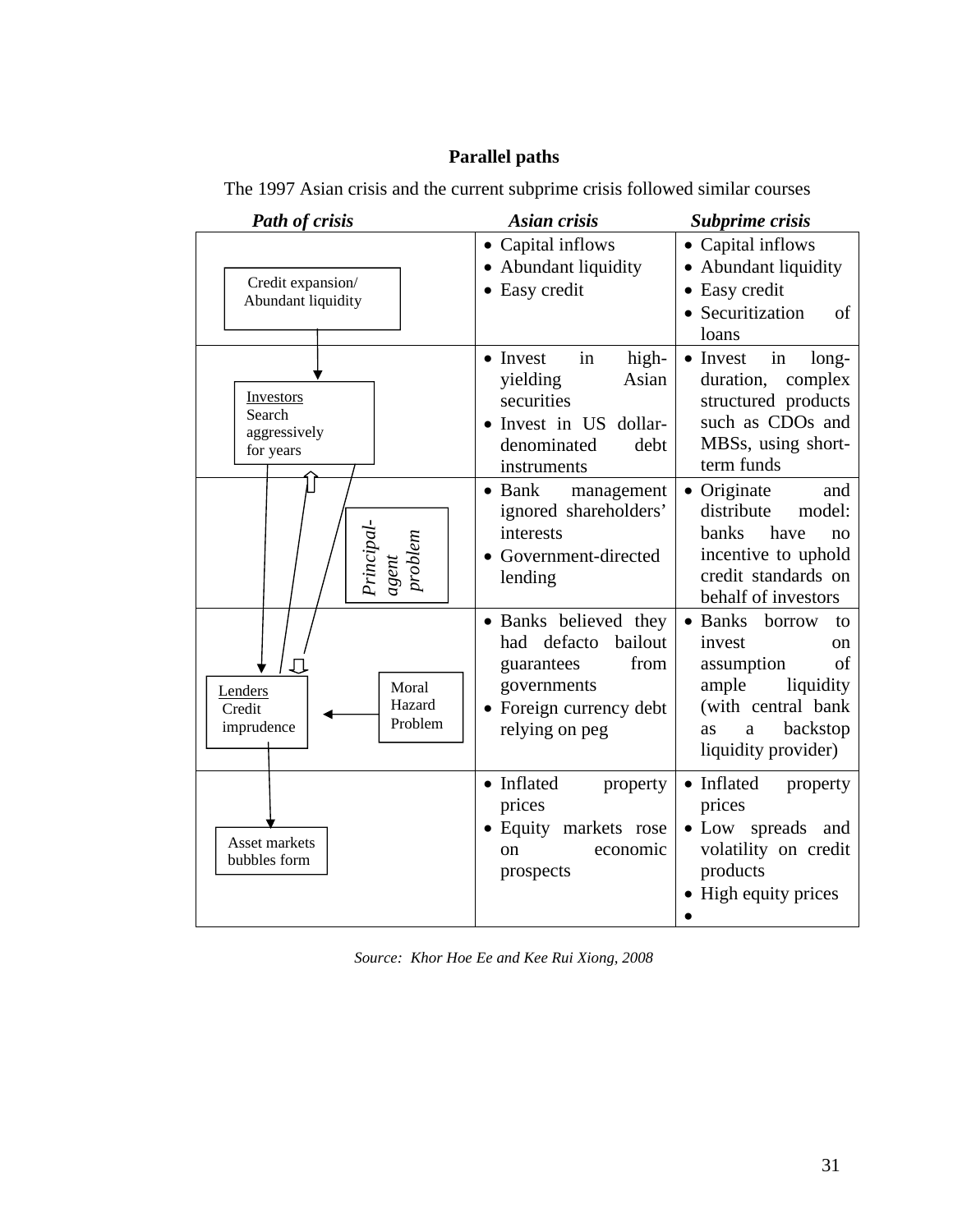**Parallel paths**

The 1997 Asian crisis and the current subprime crisis followed similar courses

| *Path of crisis* | *Asian crisis* | *Subprime crisis* |
|---|---|---|
| Credit expansion/ Abundant liquidity | • Capital inflows<br>• Abundant liquidity<br>• Easy credit | • Capital inflows<br>• Abundant liquidity<br>• Easy credit<br>• Securitization of loans |
| Investors Search aggressively for years | • Invest in high-yielding Asian securities<br>• Invest in US dollar-denominated debt instruments | • Invest in long-duration, complex structured products such as CDOs and MBSs, using short-term funds |
| *Principal-agent problem* | • Bank management ignored shareholders' interests<br>• Government-directed lending | • Originate and distribute model: banks have no incentive to uphold credit standards on behalf of investors |
| Lenders Credit imprudence ← Moral Hazard Problem | • Banks believed they had defacto bailout guarantees from governments<br>• Foreign currency debt relying on peg | • Banks borrow to invest on assumption of ample liquidity (with central bank as a backstop liquidity provider) |
| Asset markets bubbles form | • Inflated property prices<br>• Equity markets rose on economic prospects | • Inflated property prices<br>• Low spreads and volatility on credit products<br>• High equity prices<br>• |

*Source: Khor Hoe Ee and Kee Rui Xiong, 2008*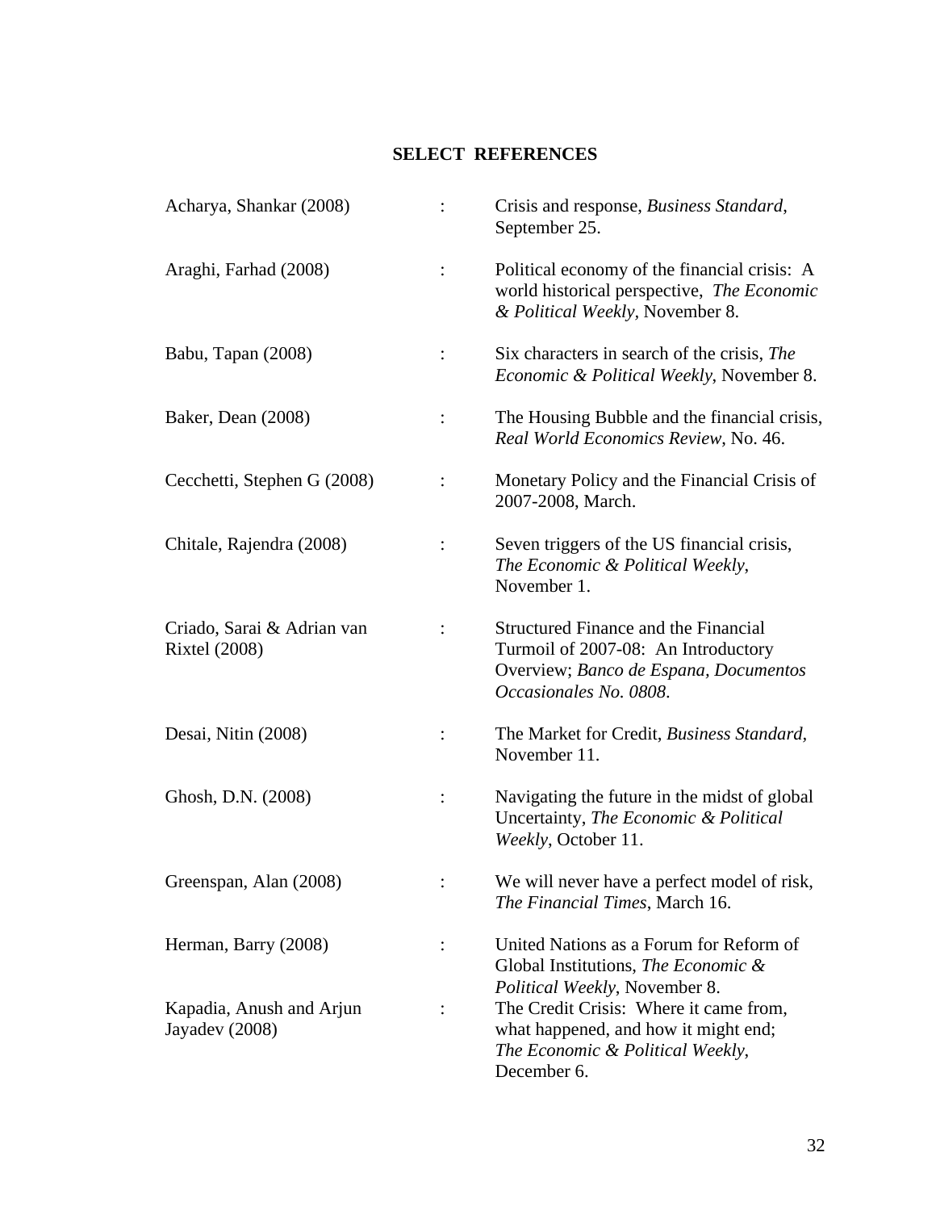## SELECT REFERENCES

Acharya, Shankar (2008) : Crisis and response, *Business Standard*, September 25.

Araghi, Farhad (2008) : Political economy of the financial crisis: A world historical perspective, *The Economic & Political Weekly*, November 8.

Babu, Tapan (2008) : Six characters in search of the crisis, *The Economic & Political Weekly*, November 8.

Baker, Dean (2008) : The Housing Bubble and the financial crisis, *Real World Economics Review*, No. 46.

Cecchetti, Stephen G (2008) : Monetary Policy and the Financial Crisis of 2007-2008, March.

Chitale, Rajendra (2008) : Seven triggers of the US financial crisis, *The Economic & Political Weekly*, November 1.

Criado, Sarai & Adrian van Rixtel (2008) : Structured Finance and the Financial Turmoil of 2007-08: An Introductory Overview; *Banco de Espana, Documentos Occasionales No. 0808*.

Desai, Nitin (2008) : The Market for Credit, *Business Standard*, November 11.

Ghosh, D.N. (2008) : Navigating the future in the midst of global Uncertainty, *The Economic & Political Weekly*, October 11.

Greenspan, Alan (2008) : We will never have a perfect model of risk, *The Financial Times*, March 16.

Herman, Barry (2008) : United Nations as a Forum for Reform of Global Institutions, *The Economic & Political Weekly*, November 8.

Kapadia, Anush and Arjun Jayadev (2008) : The Credit Crisis: Where it came from, what happened, and how it might end; *The Economic & Political Weekly*, December 6.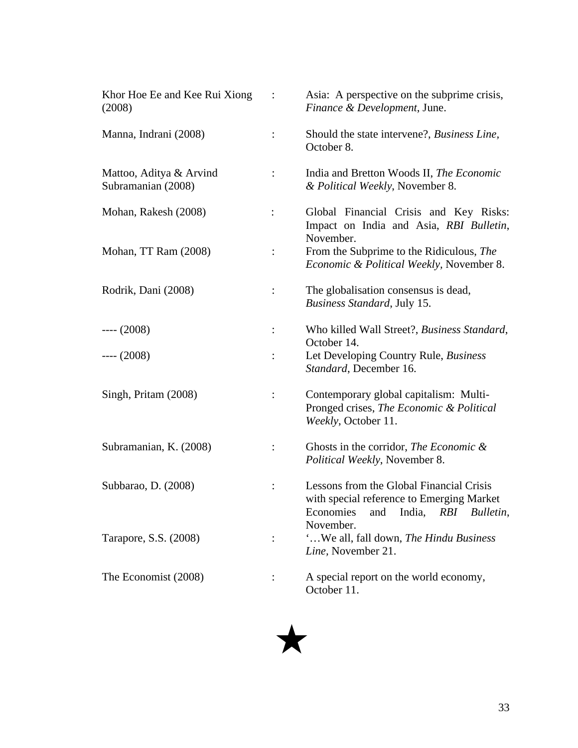Khor Hoe Ee and Kee Rui Xiong (2008) : Asia: A perspective on the subprime crisis, *Finance & Development*, June.

Manna, Indrani (2008) : Should the state intervene?, *Business Line*, October 8.

Mattoo, Aditya & Arvind Subramanian (2008) : India and Bretton Woods II, *The Economic & Political Weekly*, November 8.

Mohan, Rakesh (2008) : Global Financial Crisis and Key Risks: Impact on India and Asia, *RBI Bulletin*, November.

Mohan, TT Ram (2008) : From the Subprime to the Ridiculous, *The Economic & Political Weekly*, November 8.

Rodrik, Dani (2008) : The globalisation consensus is dead, *Business Standard*, July 15.

---- (2008) : Who killed Wall Street?, *Business Standard*, October 14.

---- (2008) : Let Developing Country Rule, *Business Standard*, December 16.

Singh, Pritam (2008) : Contemporary global capitalism: Multi-Pronged crises, *The Economic & Political Weekly*, October 11.

Subramanian, K. (2008) : Ghosts in the corridor, *The Economic & Political Weekly*, November 8.

Subbarao, D. (2008) : Lessons from the Global Financial Crisis with special reference to Emerging Market Economies and India, *RBI Bulletin*, November.

Tarapore, S.S. (2008) : '…We all, fall down, *The Hindu Business Line*, November 21.

The Economist (2008) : A special report on the world economy, October 11.

★